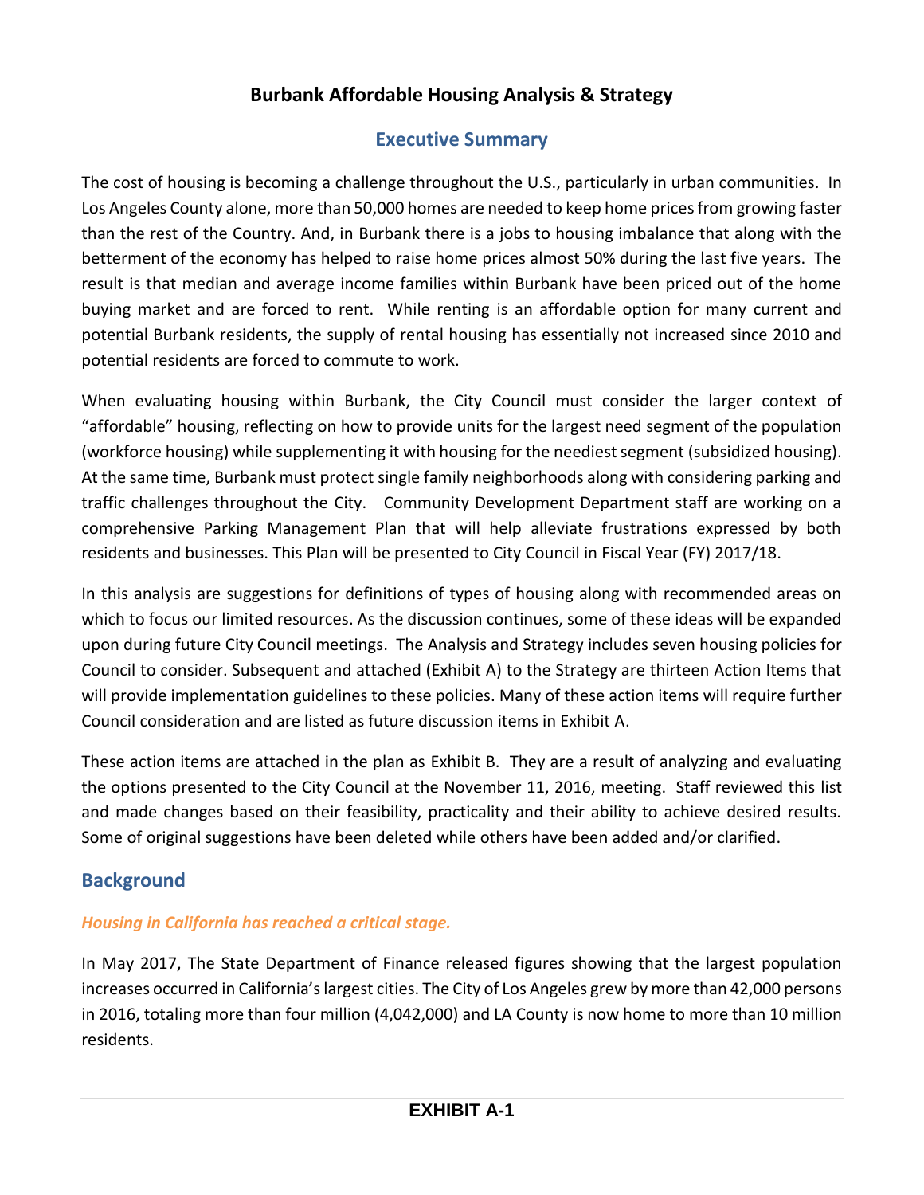# Burbank Affordable Housing Analysis & Strategy

## Executive Summary

The cost of housing is becoming a challenge throughout the U.S., particularly in urban communities. In Los Angeles County alone, more than 50,000 homes are needed to keep home prices from growing faster than the rest of the Country. And, in Burbank there is a jobs to housing imbalance that along with the betterment of the economy has helped to raise home prices almost 50% during the last five years. The result is that median and average income families within Burbank have been priced out of the home buying market and are forced to rent. While renting is an affordable option for many current and potential Burbank residents, the supply of rental housing has essentially not increased since 2010 and potential residents are forced to commute to work.

When evaluating housing within Burbank, the City Council must consider the larger context of "affordable" housing, reflecting on how to provide units for the largest need segment of the population (workforce housing) while supplementing it with housing for the neediest segment (subsidized housing). At the same time, Burbank must protect single family neighborhoods along with considering parking and traffic challenges throughout the City. Community Development Department staff are working on a comprehensive Parking Management Plan that will help alleviate frustrations expressed by both residents and businesses. This Plan will be presented to City Council in Fiscal Year (FY) 2017/18.

In this analysis are suggestions for definitions of types of housing along with recommended areas on which to focus our limited resources. As the discussion continues, some of these ideas will be expanded upon during future City Council meetings. The Analysis and Strategy includes seven housing policies for Council to consider. Subsequent and attached (Exhibit A) to the Strategy are thirteen Action Items that will provide implementation guidelines to these policies. Many of these action items will require further Council consideration and are listed as future discussion items in Exhibit A.

These action items are attached in the plan as Exhibit B. They are a result of analyzing and evaluating the options presented to the City Council at the November 11, 2016, meeting. Staff reviewed this list and made changes based on their feasibility, practicality and their ability to achieve desired results. Some of original suggestions have been deleted while others have been added and/or clarified.

## Background

### *Housing in California has reached a critical stage.*

In May 2017, The State Department of Finance released figures showing that the largest population increases occurred in California's largest cities. The City of Los Angeles grew by more than 42,000 persons in 2016, totaling more than four million (4,042,000) and LA County is now home to more than 10 million residents.

**EXHIBIT A-1**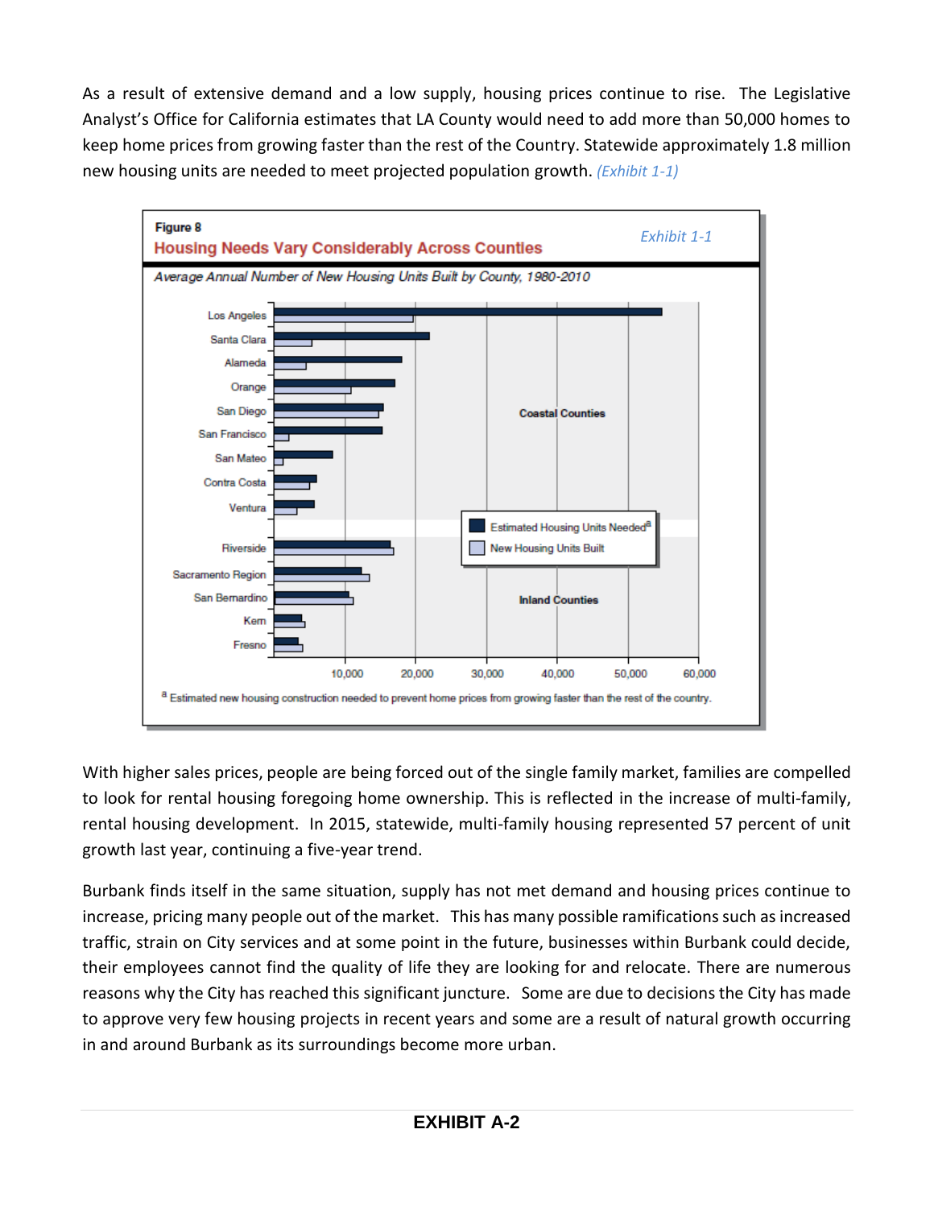As a result of extensive demand and a low supply, housing prices continue to rise. The Legislative Analyst's Office for California estimates that LA County would need to add more than 50,000 homes to keep home prices from growing faster than the rest of the Country. Statewide approximately 1.8 million new housing units are needed to meet projected population growth. *(Exhibit 1-1)*

Figure 8

**Housing Needs Vary Considerably Across Counties**

*Exhibit 1-1*

*Average Annual Number of New Housing Units Built by County, 1980-2010*

Coastal Counties: Los Angeles, Santa Clara, Alameda, Orange, San Diego, San Francisco, San Mateo, Contra Costa, Ventura

Inland Counties: Riverside, Sacramento Region, San Bernardino, Kern, Fresno

Legend: Estimated Housing Units Needed[a]; New Housing Units Built

Axis: 10,000; 20,000; 30,000; 40,000; 50,000; 60,000

[a] Estimated new housing construction needed to prevent home prices from growing faster than the rest of the country.

With higher sales prices, people are being forced out of the single family market, families are compelled to look for rental housing foregoing home ownership. This is reflected in the increase of multi-family, rental housing development. In 2015, statewide, multi-family housing represented 57 percent of unit growth last year, continuing a five-year trend.

Burbank finds itself in the same situation, supply has not met demand and housing prices continue to increase, pricing many people out of the market. This has many possible ramifications such as increased traffic, strain on City services and at some point in the future, businesses within Burbank could decide, their employees cannot find the quality of life they are looking for and relocate. There are numerous reasons why the City has reached this significant juncture. Some are due to decisions the City has made to approve very few housing projects in recent years and some are a result of natural growth occurring in and around Burbank as its surroundings become more urban.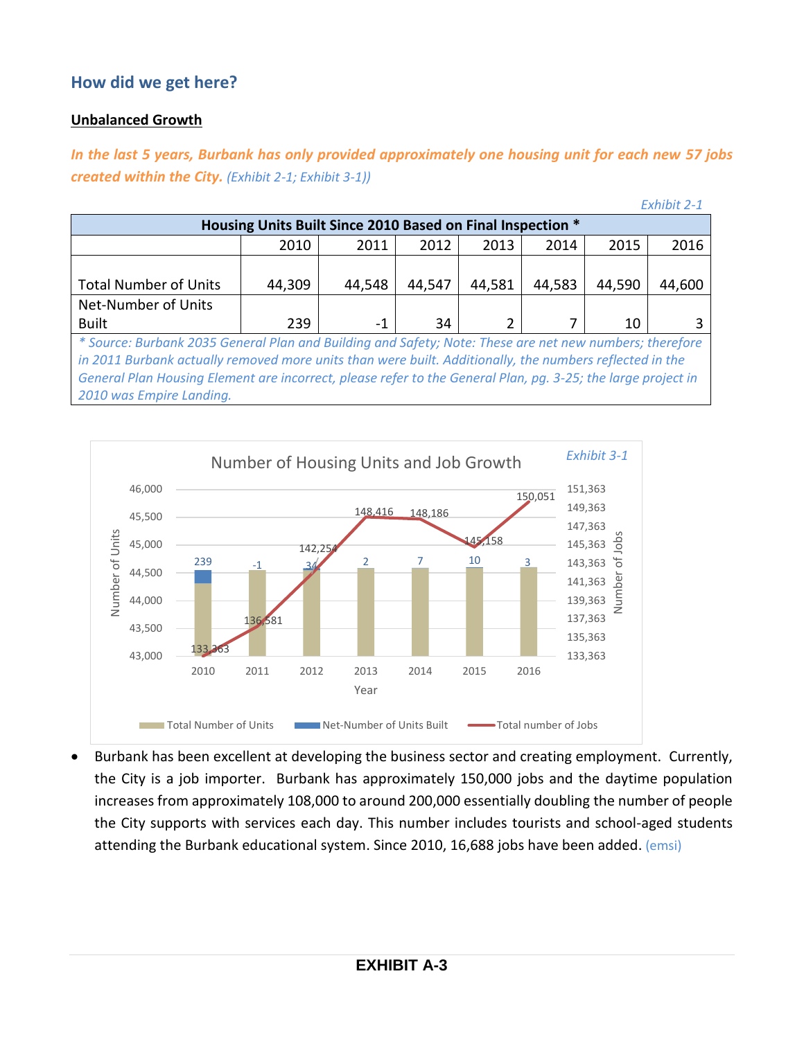## How did we get here?

**Unbalanced Growth**

***In the last 5 years, Burbank has only provided approximately one housing unit for each new 57 jobs created within the City.*** *(Exhibit 2-1; Exhibit 3-1))*

*Exhibit 2-1*

| Housing Units Built Since 2010 Based on Final Inspection * | | | | | | | |
|---|---|---|---|---|---|---|---|
| | 2010 | 2011 | 2012 | 2013 | 2014 | 2015 | 2016 |
| Total Number of Units | 44,309 | 44,548 | 44,547 | 44,581 | 44,583 | 44,590 | 44,600 |
| Net-Number of Units Built | 239 | -1 | 34 | 2 | 7 | 10 | 3 |

*\* Source: Burbank 2035 General Plan and Building and Safety; Note: These are net new numbers; therefore in 2011 Burbank actually removed more units than were built. Additionally, the numbers reflected in the General Plan Housing Element are incorrect, please refer to the General Plan, pg. 3-25; the large project in 2010 was Empire Landing.*

*Exhibit 3-1*

**Number of Housing Units and Job Growth**

| Year | Total Number of Units | Net-Number of Units Built | Total number of Jobs |
|---|---|---|---|
| 2010 | 44,309 | 239 | 133,363 |
| 2011 | 44,548 | -1 | 136,581 |
| 2012 | 44,547 | 34 | 142,254 |
| 2013 | 44,581 | 2 | 148,416 |
| 2014 | 44,583 | 7 | 148,186 |
| 2015 | 44,590 | 10 | 145,158 |
| 2016 | 44,600 | 3 | 150,051 |

- Burbank has been excellent at developing the business sector and creating employment. Currently, the City is a job importer. Burbank has approximately 150,000 jobs and the daytime population increases from approximately 108,000 to around 200,000 essentially doubling the number of people the City supports with services each day. This number includes tourists and school-aged students attending the Burbank educational system. Since 2010, 16,688 jobs have been added. (emsi)

**EXHIBIT A-3**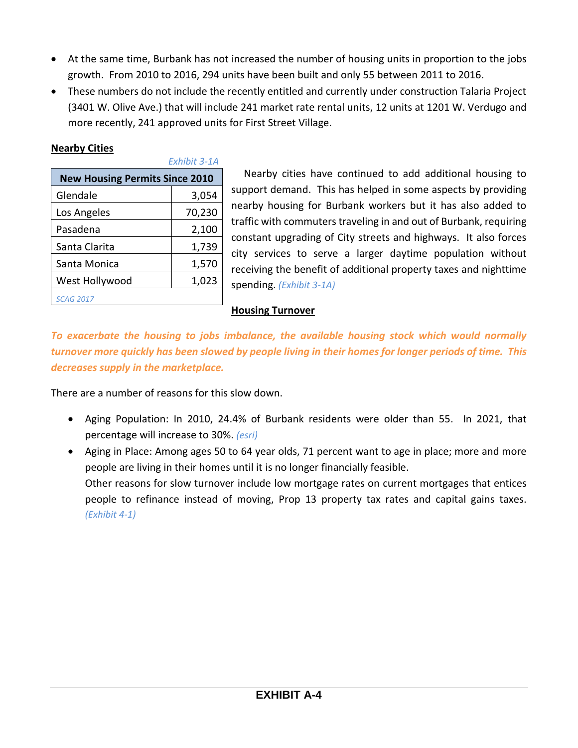- At the same time, Burbank has not increased the number of housing units in proportion to the jobs growth. From 2010 to 2016, 294 units have been built and only 55 between 2011 to 2016.
- These numbers do not include the recently entitled and currently under construction Talaria Project (3401 W. Olive Ave.) that will include 241 market rate rental units, 12 units at 1201 W. Verdugo and more recently, 241 approved units for First Street Village.

**Nearby Cities**

*Exhibit 3-1A*

| New Housing Permits Since 2010 | |
|---|---|
| Glendale | 3,054 |
| Los Angeles | 70,230 |
| Pasadena | 2,100 |
| Santa Clarita | 1,739 |
| Santa Monica | 1,570 |
| West Hollywood | 1,023 |
| *SCAG 2017* | |

Nearby cities have continued to add additional housing to support demand. This has helped in some aspects by providing nearby housing for Burbank workers but it has also added to traffic with commuters traveling in and out of Burbank, requiring constant upgrading of City streets and highways. It also forces city services to serve a larger daytime population without receiving the benefit of additional property taxes and nighttime spending. *(Exhibit 3-1A)*

**Housing Turnover**

***To exacerbate the housing to jobs imbalance, the available housing stock which would normally turnover more quickly has been slowed by people living in their homes for longer periods of time. This decreases supply in the marketplace.***

There are a number of reasons for this slow down.

- Aging Population: In 2010, 24.4% of Burbank residents were older than 55. In 2021, that percentage will increase to 30%. *(esri)*
- Aging in Place: Among ages 50 to 64 year olds, 71 percent want to age in place; more and more people are living in their homes until it is no longer financially feasible.
  Other reasons for slow turnover include low mortgage rates on current mortgages that entices people to refinance instead of moving, Prop 13 property tax rates and capital gains taxes. *(Exhibit 4-1)*

**EXHIBIT A-4**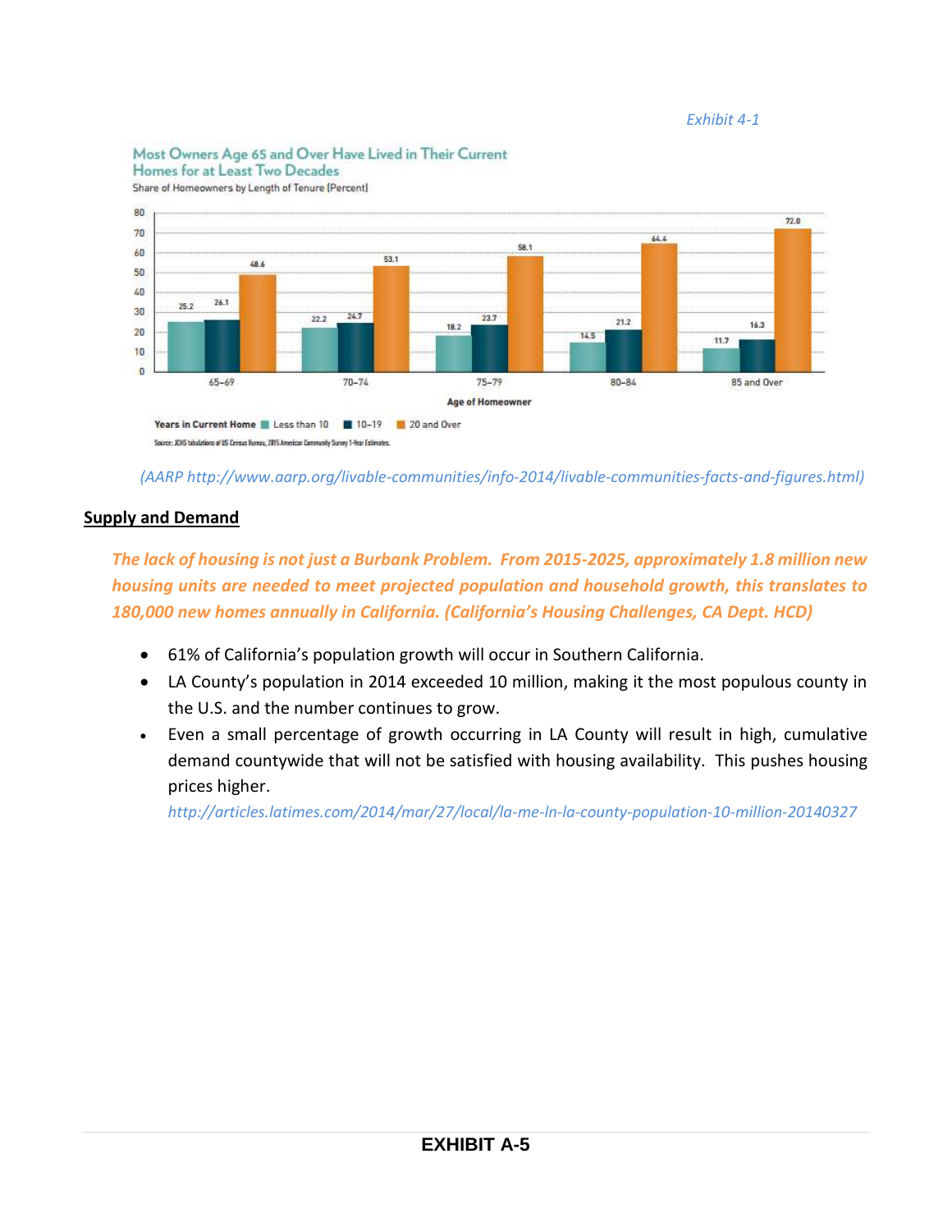*Exhibit 4-1*

**Most Owners Age 65 and Over Have Lived in Their Current Homes for at Least Two Decades**

Share of Homeowners by Length of Tenure (Percent)

| Age of Homeowner | Less than 10 | 10–19 | 20 and Over |
|---|---|---|---|
| 65–69 | 25.2 | 26.1 | 48.6 |
| 70–74 | 22.2 | 24.7 | 53.1 |
| 75–79 | 18.2 | 23.7 | 58.1 |
| 80–84 | 14.5 | 21.2 | 64.4 |
| 85 and Over | 11.7 | 16.3 | 72.0 |

Years in Current Home: Less than 10, 10–19, 20 and Over

Source: JCHS tabulations of US Census Bureau, 2015 American Community Survey 1-Year Estimates.

*(AARP http://www.aarp.org/livable-communities/info-2014/livable-communities-facts-and-figures.html)*

## Supply and Demand

***The lack of housing is not just a Burbank Problem. From 2015-2025, approximately 1.8 million new housing units are needed to meet projected population and household growth, this translates to 180,000 new homes annually in California. (California's Housing Challenges, CA Dept. HCD)***

- 61% of California's population growth will occur in Southern California.
- LA County's population in 2014 exceeded 10 million, making it the most populous county in the U.S. and the number continues to grow.
- Even a small percentage of growth occurring in LA County will result in high, cumulative demand countywide that will not be satisfied with housing availability. This pushes housing prices higher.
  *http://articles.latimes.com/2014/mar/27/local/la-me-ln-la-county-population-10-million-20140327*

**EXHIBIT A-5**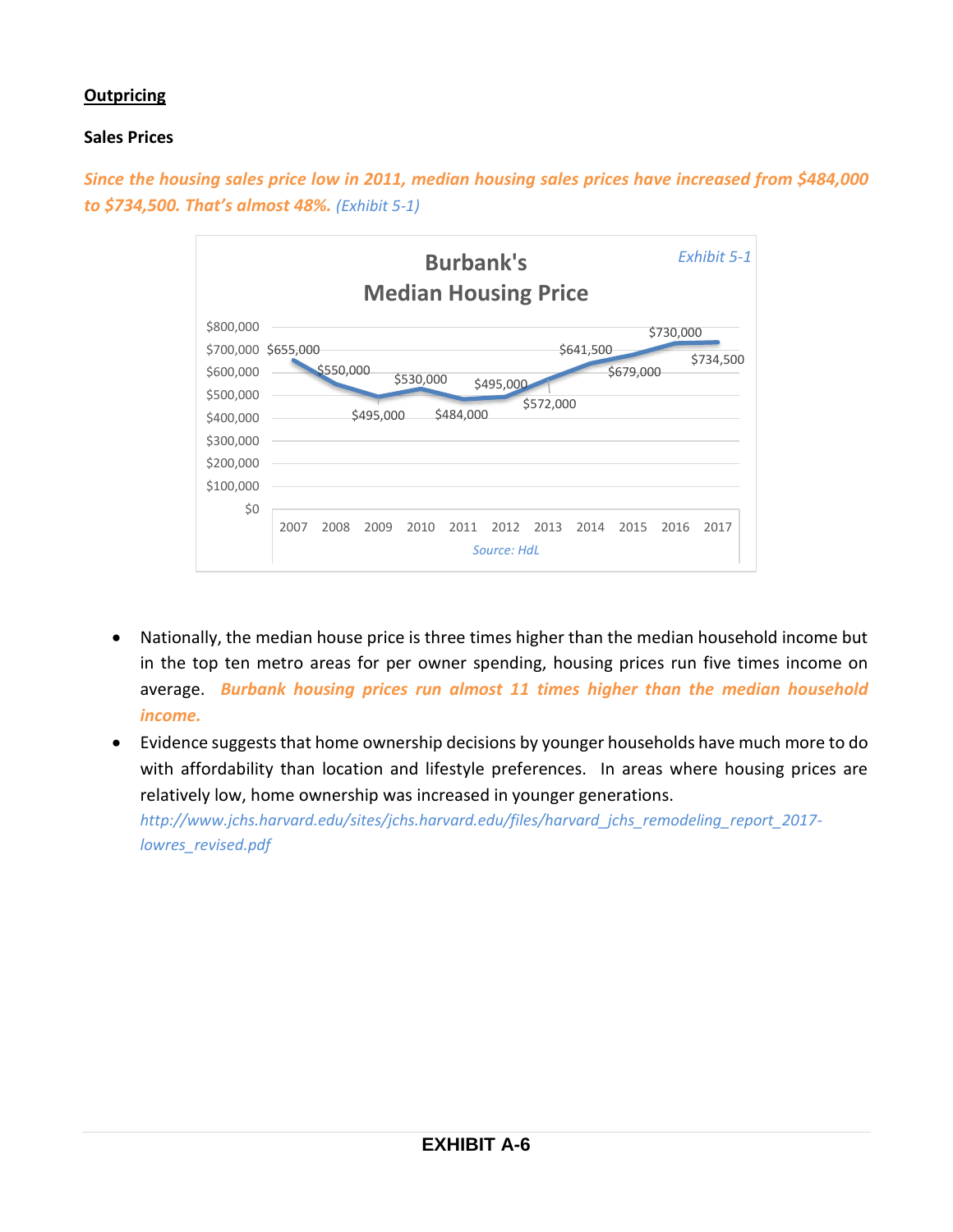## Outpricing

### Sales Prices

***Since the housing sales price low in 2011, median housing sales prices have increased from $484,000 to $734,500. That's almost 48%.*** *(Exhibit 5-1)*

*Exhibit 5-1*

**Burbank's Median Housing Price**

| Year | Median Housing Price |
|---|---|
| 2007 | $655,000 |
| 2008 | $550,000 |
| 2009 | $495,000 |
| 2010 | $530,000 |
| 2011 | $484,000 |
| 2012 | $495,000 |
| 2013 | $572,000 |
| 2014 | $641,500 |
| 2015 | $679,000 |
| 2016 | $730,000 |
| 2017 | $734,500 |

*Source: HdL*

- Nationally, the median house price is three times higher than the median household income but in the top ten metro areas for per owner spending, housing prices run five times income on average. ***Burbank housing prices run almost 11 times higher than the median household income.***
- Evidence suggests that home ownership decisions by younger households have much more to do with affordability than location and lifestyle preferences. In areas where housing prices are relatively low, home ownership was increased in younger generations. *http://www.jchs.harvard.edu/sites/jchs.harvard.edu/files/harvard_jchs_remodeling_report_2017-lowres_revised.pdf*

**EXHIBIT A-6**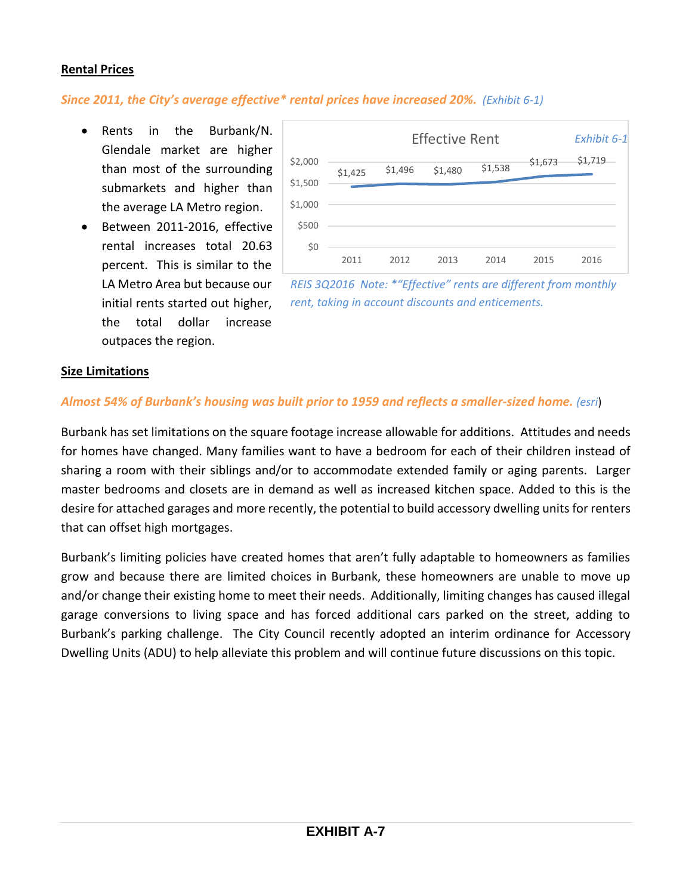**Rental Prices**

*Since 2011, the City's average effective* rental prices have increased 20%.* *(Exhibit 6-1)*

- Rents in the Burbank/N. Glendale market are higher than most of the surrounding submarkets and higher than the average LA Metro region.
- Between 2011-2016, effective rental increases total 20.63 percent. This is similar to the LA Metro Area but because our initial rents started out higher, the total dollar increase outpaces the region.

Effective Rent — *Exhibit 6-1*

| Year | Effective Rent |
|---|---|
| 2011 | $1,425 |
| 2012 | $1,496 |
| 2013 | $1,480 |
| 2014 | $1,538 |
| 2015 | $1,673 |
| 2016 | $1,719 |

*REIS 3Q2016 Note: *"Effective" rents are different from monthly rent, taking in account discounts and enticements.*

**Size Limitations**

***Almost 54% of Burbank's housing was built prior to 1959 and reflects a smaller-sized home.*** *(esri)*

Burbank has set limitations on the square footage increase allowable for additions. Attitudes and needs for homes have changed. Many families want to have a bedroom for each of their children instead of sharing a room with their siblings and/or to accommodate extended family or aging parents. Larger master bedrooms and closets are in demand as well as increased kitchen space. Added to this is the desire for attached garages and more recently, the potential to build accessory dwelling units for renters that can offset high mortgages.

Burbank's limiting policies have created homes that aren't fully adaptable to homeowners as families grow and because there are limited choices in Burbank, these homeowners are unable to move up and/or change their existing home to meet their needs. Additionally, limiting changes has caused illegal garage conversions to living space and has forced additional cars parked on the street, adding to Burbank's parking challenge. The City Council recently adopted an interim ordinance for Accessory Dwelling Units (ADU) to help alleviate this problem and will continue future discussions on this topic.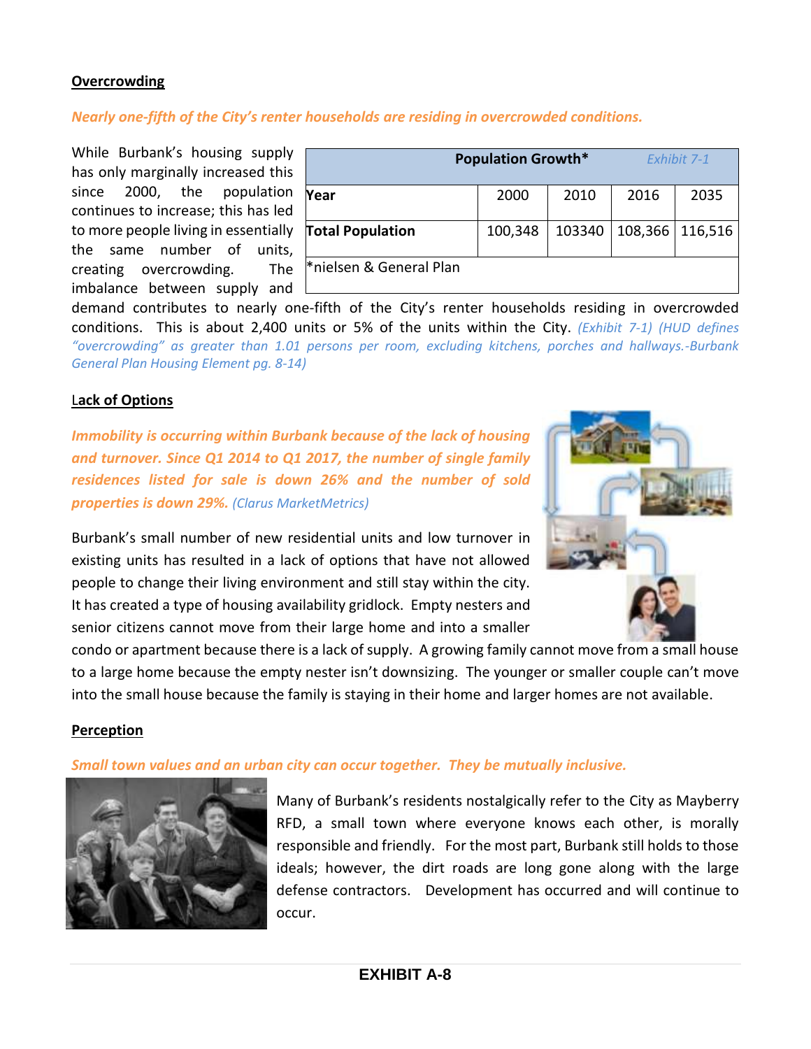**Overcrowding**

*Nearly one-fifth of the City's renter households are residing in overcrowded conditions.*

| Population Growth* | | | | Exhibit 7-1 |
|---|---|---|---|---|
| **Year** | 2000 | 2010 | 2016 | 2035 |
| **Total Population** | 100,348 | 103340 | 108,366 | 116,516 |
| *nielsen & General Plan | | | | |

While Burbank's housing supply has only marginally increased this since 2000, the population continues to increase; this has led to more people living in essentially the same number of units, creating overcrowding. The imbalance between supply and demand contributes to nearly one-fifth of the City's renter households residing in overcrowded conditions. This is about 2,400 units or 5% of the units within the City. *(Exhibit 7-1) (HUD defines "overcrowding" as greater than 1.01 persons per room, excluding kitchens, porches and hallways.-Burbank General Plan Housing Element pg. 8-14)*

**Lack of Options**

***Immobility is occurring within Burbank because of the lack of housing and turnover. Since Q1 2014 to Q1 2017, the number of single family residences listed for sale is down 26% and the number of sold properties is down 29%.*** *(Clarus MarketMetrics)*

Burbank's small number of new residential units and low turnover in existing units has resulted in a lack of options that have not allowed people to change their living environment and still stay within the city. It has created a type of housing availability gridlock. Empty nesters and senior citizens cannot move from their large home and into a smaller condo or apartment because there is a lack of supply. A growing family cannot move from a small house to a large home because the empty nester isn't downsizing. The younger or smaller couple can't move into the small house because the family is staying in their home and larger homes are not available.

**Perception**

*Small town values and an urban city can occur together. They be mutually inclusive.*

Many of Burbank's residents nostalgically refer to the City as Mayberry RFD, a small town where everyone knows each other, is morally responsible and friendly. For the most part, Burbank still holds to those ideals; however, the dirt roads are long gone along with the large defense contractors. Development has occurred and will continue to occur.

**EXHIBIT A-8**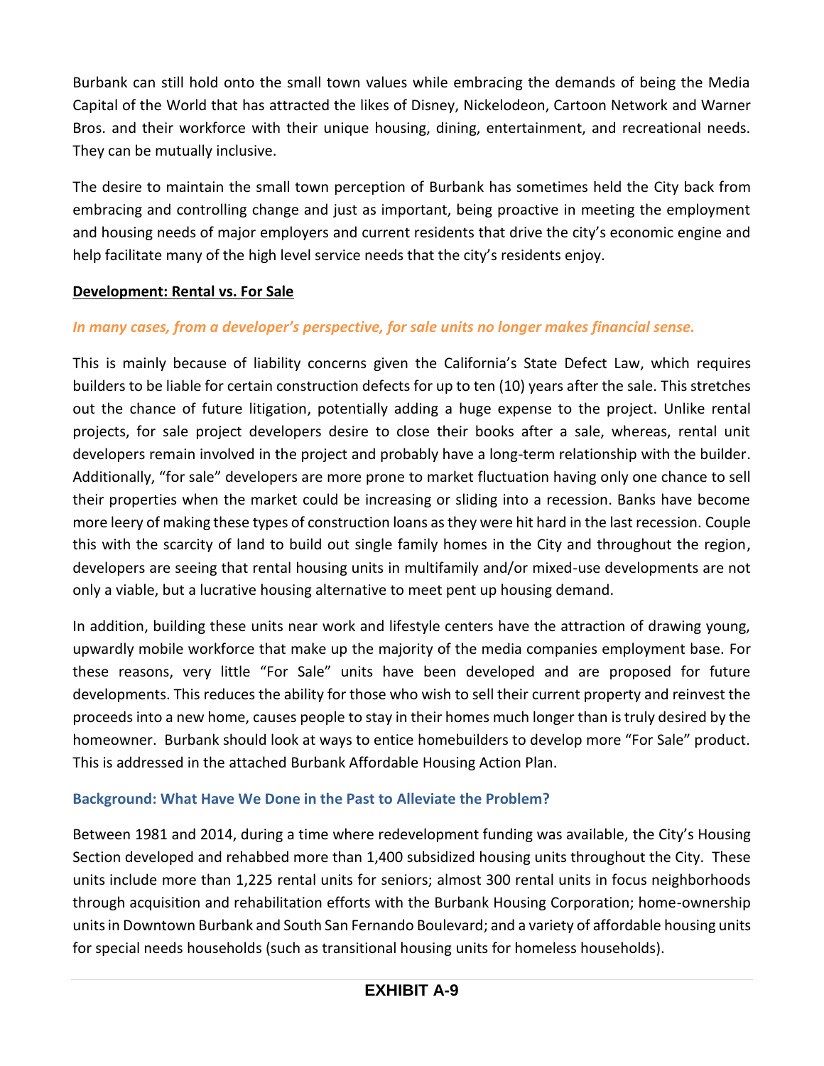Burbank can still hold onto the small town values while embracing the demands of being the Media Capital of the World that has attracted the likes of Disney, Nickelodeon, Cartoon Network and Warner Bros. and their workforce with their unique housing, dining, entertainment, and recreational needs. They can be mutually inclusive.

The desire to maintain the small town perception of Burbank has sometimes held the City back from embracing and controlling change and just as important, being proactive in meeting the employment and housing needs of major employers and current residents that drive the city's economic engine and help facilitate many of the high level service needs that the city's residents enjoy.

**Development: Rental vs. For Sale**

***In many cases, from a developer's perspective, for sale units no longer makes financial sense.***

This is mainly because of liability concerns given the California's State Defect Law, which requires builders to be liable for certain construction defects for up to ten (10) years after the sale. This stretches out the chance of future litigation, potentially adding a huge expense to the project. Unlike rental projects, for sale project developers desire to close their books after a sale, whereas, rental unit developers remain involved in the project and probably have a long-term relationship with the builder. Additionally, "for sale" developers are more prone to market fluctuation having only one chance to sell their properties when the market could be increasing or sliding into a recession. Banks have become more leery of making these types of construction loans as they were hit hard in the last recession. Couple this with the scarcity of land to build out single family homes in the City and throughout the region, developers are seeing that rental housing units in multifamily and/or mixed-use developments are not only a viable, but a lucrative housing alternative to meet pent up housing demand.

In addition, building these units near work and lifestyle centers have the attraction of drawing young, upwardly mobile workforce that make up the majority of the media companies employment base. For these reasons, very little "For Sale" units have been developed and are proposed for future developments. This reduces the ability for those who wish to sell their current property and reinvest the proceeds into a new home, causes people to stay in their homes much longer than is truly desired by the homeowner. Burbank should look at ways to entice homebuilders to develop more "For Sale" product. This is addressed in the attached Burbank Affordable Housing Action Plan.

**Background: What Have We Done in the Past to Alleviate the Problem?**

Between 1981 and 2014, during a time where redevelopment funding was available, the City's Housing Section developed and rehabbed more than 1,400 subsidized housing units throughout the City. These units include more than 1,225 rental units for seniors; almost 300 rental units in focus neighborhoods through acquisition and rehabilitation efforts with the Burbank Housing Corporation; home-ownership units in Downtown Burbank and South San Fernando Boulevard; and a variety of affordable housing units for special needs households (such as transitional housing units for homeless households).

**EXHIBIT A-9**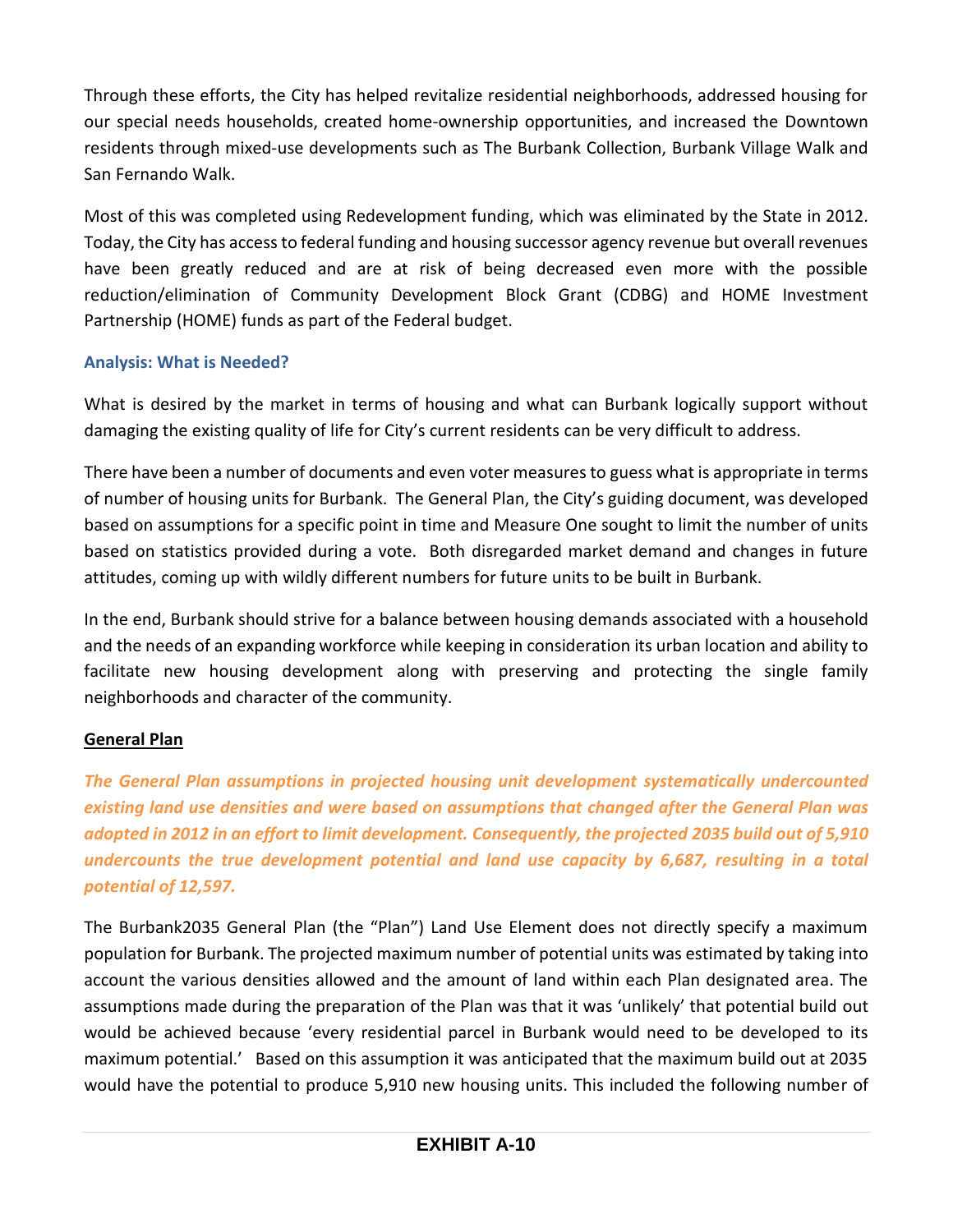Through these efforts, the City has helped revitalize residential neighborhoods, addressed housing for our special needs households, created home-ownership opportunities, and increased the Downtown residents through mixed-use developments such as The Burbank Collection, Burbank Village Walk and San Fernando Walk.

Most of this was completed using Redevelopment funding, which was eliminated by the State in 2012. Today, the City has access to federal funding and housing successor agency revenue but overall revenues have been greatly reduced and are at risk of being decreased even more with the possible reduction/elimination of Community Development Block Grant (CDBG) and HOME Investment Partnership (HOME) funds as part of the Federal budget.

### Analysis: What is Needed?

What is desired by the market in terms of housing and what can Burbank logically support without damaging the existing quality of life for City's current residents can be very difficult to address.

There have been a number of documents and even voter measures to guess what is appropriate in terms of number of housing units for Burbank. The General Plan, the City's guiding document, was developed based on assumptions for a specific point in time and Measure One sought to limit the number of units based on statistics provided during a vote. Both disregarded market demand and changes in future attitudes, coming up with wildly different numbers for future units to be built in Burbank.

In the end, Burbank should strive for a balance between housing demands associated with a household and the needs of an expanding workforce while keeping in consideration its urban location and ability to facilitate new housing development along with preserving and protecting the single family neighborhoods and character of the community.

**General Plan**

***The General Plan assumptions in projected housing unit development systematically undercounted existing land use densities and were based on assumptions that changed after the General Plan was adopted in 2012 in an effort to limit development. Consequently, the projected 2035 build out of 5,910 undercounts the true development potential and land use capacity by 6,687, resulting in a total potential of 12,597.***

The Burbank2035 General Plan (the "Plan") Land Use Element does not directly specify a maximum population for Burbank. The projected maximum number of potential units was estimated by taking into account the various densities allowed and the amount of land within each Plan designated area. The assumptions made during the preparation of the Plan was that it was 'unlikely' that potential build out would be achieved because 'every residential parcel in Burbank would need to be developed to its maximum potential.' Based on this assumption it was anticipated that the maximum build out at 2035 would have the potential to produce 5,910 new housing units. This included the following number of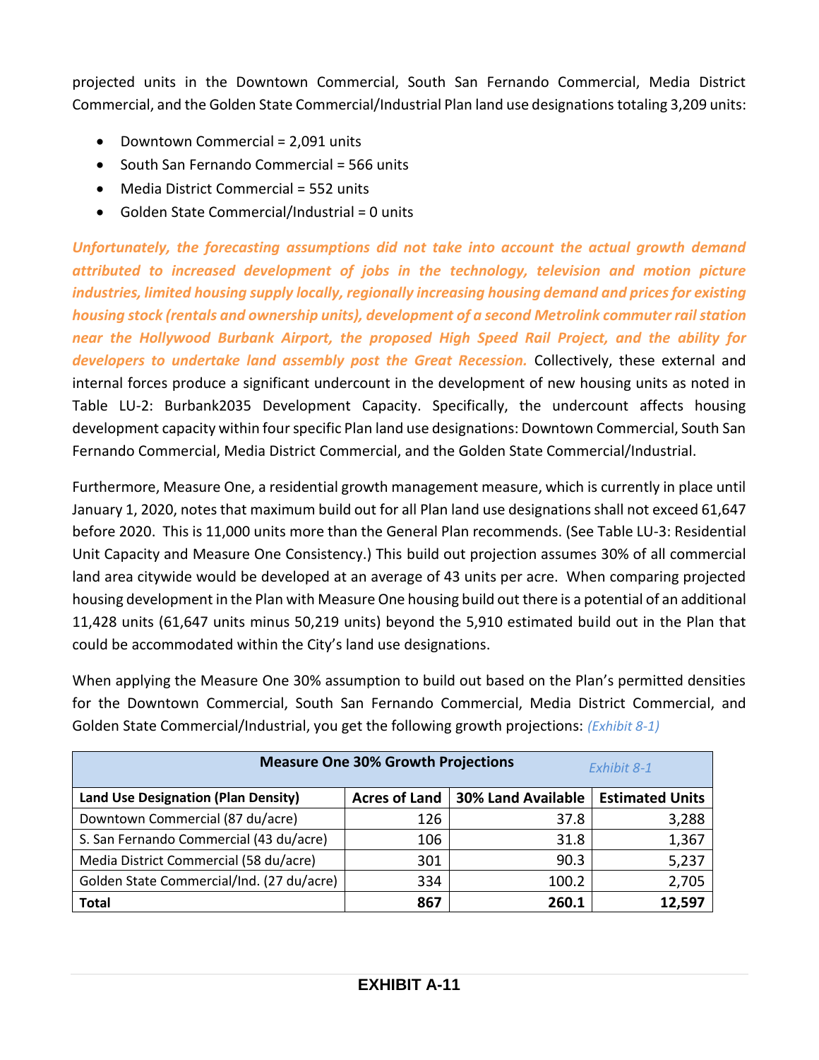projected units in the Downtown Commercial, South San Fernando Commercial, Media District Commercial, and the Golden State Commercial/Industrial Plan land use designations totaling 3,209 units:

- Downtown Commercial = 2,091 units
- South San Fernando Commercial = 566 units
- Media District Commercial = 552 units
- Golden State Commercial/Industrial = 0 units

***Unfortunately, the forecasting assumptions did not take into account the actual growth demand attributed to increased development of jobs in the technology, television and motion picture industries, limited housing supply locally, regionally increasing housing demand and prices for existing housing stock (rentals and ownership units), development of a second Metrolink commuter rail station near the Hollywood Burbank Airport, the proposed High Speed Rail Project, and the ability for developers to undertake land assembly post the Great Recession.*** Collectively, these external and internal forces produce a significant undercount in the development of new housing units as noted in Table LU-2: Burbank2035 Development Capacity. Specifically, the undercount affects housing development capacity within four specific Plan land use designations: Downtown Commercial, South San Fernando Commercial, Media District Commercial, and the Golden State Commercial/Industrial.

Furthermore, Measure One, a residential growth management measure, which is currently in place until January 1, 2020, notes that maximum build out for all Plan land use designations shall not exceed 61,647 before 2020. This is 11,000 units more than the General Plan recommends. (See Table LU-3: Residential Unit Capacity and Measure One Consistency.) This build out projection assumes 30% of all commercial land area citywide would be developed at an average of 43 units per acre. When comparing projected housing development in the Plan with Measure One housing build out there is a potential of an additional 11,428 units (61,647 units minus 50,219 units) beyond the 5,910 estimated build out in the Plan that could be accommodated within the City's land use designations.

When applying the Measure One 30% assumption to build out based on the Plan's permitted densities for the Downtown Commercial, South San Fernando Commercial, Media District Commercial, and Golden State Commercial/Industrial, you get the following growth projections: *(Exhibit 8-1)*

| **Measure One 30% Growth Projections** | | | *Exhibit 8-1* |
|---|---|---|---|
| **Land Use Designation (Plan Density)** | **Acres of Land** | **30% Land Available** | **Estimated Units** |
| Downtown Commercial (87 du/acre) | 126 | 37.8 | 3,288 |
| S. San Fernando Commercial (43 du/acre) | 106 | 31.8 | 1,367 |
| Media District Commercial (58 du/acre) | 301 | 90.3 | 5,237 |
| Golden State Commercial/Ind. (27 du/acre) | 334 | 100.2 | 2,705 |
| **Total** | **867** | **260.1** | **12,597** |

**EXHIBIT A-11**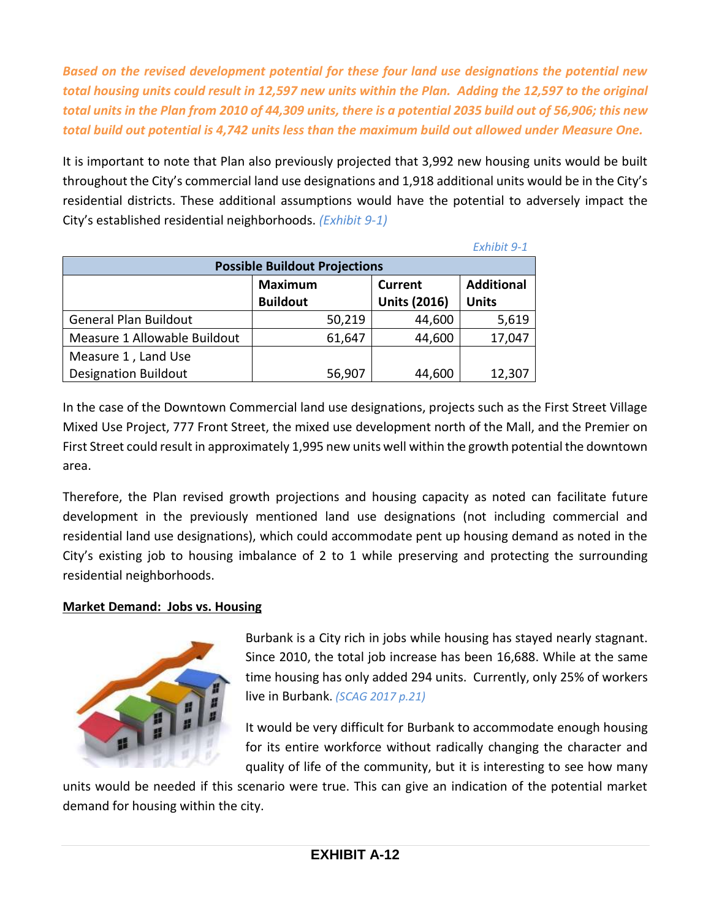***Based on the revised development potential for these four land use designations the potential new total housing units could result in 12,597 new units within the Plan. Adding the 12,597 to the original total units in the Plan from 2010 of 44,309 units, there is a potential 2035 build out of 56,906; this new total build out potential is 4,742 units less than the maximum build out allowed under Measure One.***

It is important to note that Plan also previously projected that 3,992 new housing units would be built throughout the City's commercial land use designations and 1,918 additional units would be in the City's residential districts. These additional assumptions would have the potential to adversely impact the City's established residential neighborhoods. *(Exhibit 9-1)*

*Exhibit 9-1*

| Possible Buildout Projections | | | |
|---|---|---|---|
| | **Maximum Buildout** | **Current Units (2016)** | **Additional Units** |
| General Plan Buildout | 50,219 | 44,600 | 5,619 |
| Measure 1 Allowable Buildout | 61,647 | 44,600 | 17,047 |
| Measure 1 , Land Use Designation Buildout | 56,907 | 44,600 | 12,307 |

In the case of the Downtown Commercial land use designations, projects such as the First Street Village Mixed Use Project, 777 Front Street, the mixed use development north of the Mall, and the Premier on First Street could result in approximately 1,995 new units well within the growth potential the downtown area.

Therefore, the Plan revised growth projections and housing capacity as noted can facilitate future development in the previously mentioned land use designations (not including commercial and residential land use designations), which could accommodate pent up housing demand as noted in the City's existing job to housing imbalance of 2 to 1 while preserving and protecting the surrounding residential neighborhoods.

**<u>Market Demand: Jobs vs. Housing</u>**

Burbank is a City rich in jobs while housing has stayed nearly stagnant. Since 2010, the total job increase has been 16,688. While at the same time housing has only added 294 units. Currently, only 25% of workers live in Burbank. *(SCAG 2017 p.21)*

It would be very difficult for Burbank to accommodate enough housing for its entire workforce without radically changing the character and quality of life of the community, but it is interesting to see how many units would be needed if this scenario were true. This can give an indication of the potential market demand for housing within the city.

**EXHIBIT A-12**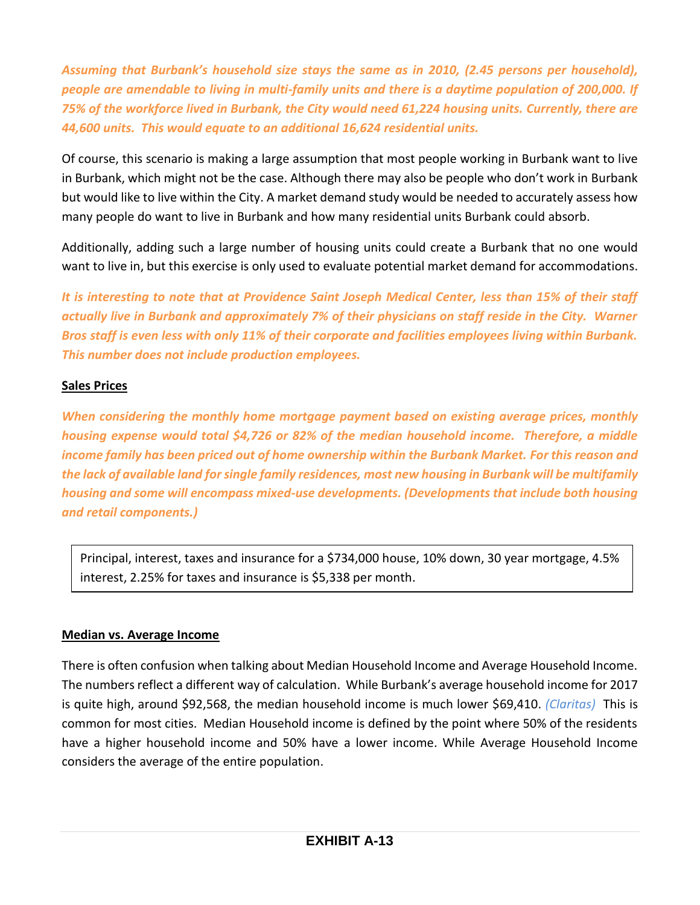***Assuming that Burbank's household size stays the same as in 2010, (2.45 persons per household), people are amendable to living in multi-family units and there is a daytime population of 200,000. If 75% of the workforce lived in Burbank, the City would need 61,224 housing units. Currently, there are 44,600 units. This would equate to an additional 16,624 residential units.***

Of course, this scenario is making a large assumption that most people working in Burbank want to live in Burbank, which might not be the case. Although there may also be people who don't work in Burbank but would like to live within the City. A market demand study would be needed to accurately assess how many people do want to live in Burbank and how many residential units Burbank could absorb.

Additionally, adding such a large number of housing units could create a Burbank that no one would want to live in, but this exercise is only used to evaluate potential market demand for accommodations.

***It is interesting to note that at Providence Saint Joseph Medical Center, less than 15% of their staff actually live in Burbank and approximately 7% of their physicians on staff reside in the City. Warner Bros staff is even less with only 11% of their corporate and facilities employees living within Burbank. This number does not include production employees.***

**Sales Prices**

***When considering the monthly home mortgage payment based on existing average prices, monthly housing expense would total $4,726 or 82% of the median household income. Therefore, a middle income family has been priced out of home ownership within the Burbank Market. For this reason and the lack of available land for single family residences, most new housing in Burbank will be multifamily housing and some will encompass mixed-use developments. (Developments that include both housing and retail components.)***

Principal, interest, taxes and insurance for a $734,000 house, 10% down, 30 year mortgage, 4.5% interest, 2.25% for taxes and insurance is $5,338 per month.

**Median vs. Average Income**

There is often confusion when talking about Median Household Income and Average Household Income. The numbers reflect a different way of calculation. While Burbank's average household income for 2017 is quite high, around $92,568, the median household income is much lower $69,410. *(Claritas)* This is common for most cities. Median Household income is defined by the point where 50% of the residents have a higher household income and 50% have a lower income. While Average Household Income considers the average of the entire population.

**EXHIBIT A-13**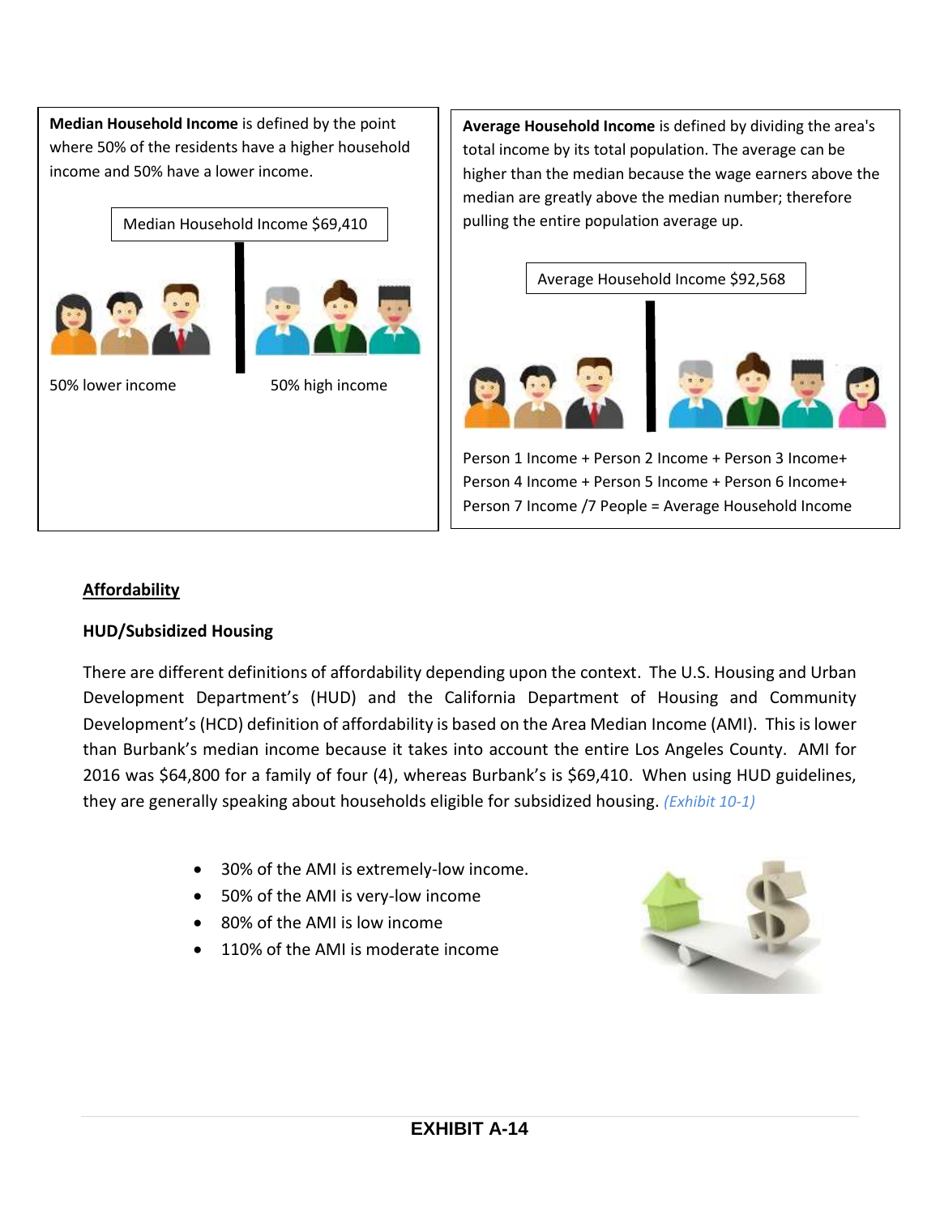**Median Household Income** is defined by the point where 50% of the residents have a higher household income and 50% have a lower income.

Median Household Income $69,410

50% lower income

50% high income

**Average Household Income** is defined by dividing the area's total income by its total population. The average can be higher than the median because the wage earners above the median are greatly above the median number; therefore pulling the entire population average up.

Average Household Income $92,568

Person 1 Income + Person 2 Income + Person 3 Income+ Person 4 Income + Person 5 Income + Person 6 Income+ Person 7 Income /7 People = Average Household Income

## Affordability

### HUD/Subsidized Housing

There are different definitions of affordability depending upon the context. The U.S. Housing and Urban Development Department's (HUD) and the California Department of Housing and Community Development's (HCD) definition of affordability is based on the Area Median Income (AMI). This is lower than Burbank's median income because it takes into account the entire Los Angeles County. AMI for 2016 was $64,800 for a family of four (4), whereas Burbank's is $69,410. When using HUD guidelines, they are generally speaking about households eligible for subsidized housing. *(Exhibit 10-1)*

- 30% of the AMI is extremely-low income.
- 50% of the AMI is very-low income
- 80% of the AMI is low income
- 110% of the AMI is moderate income

**EXHIBIT A-14**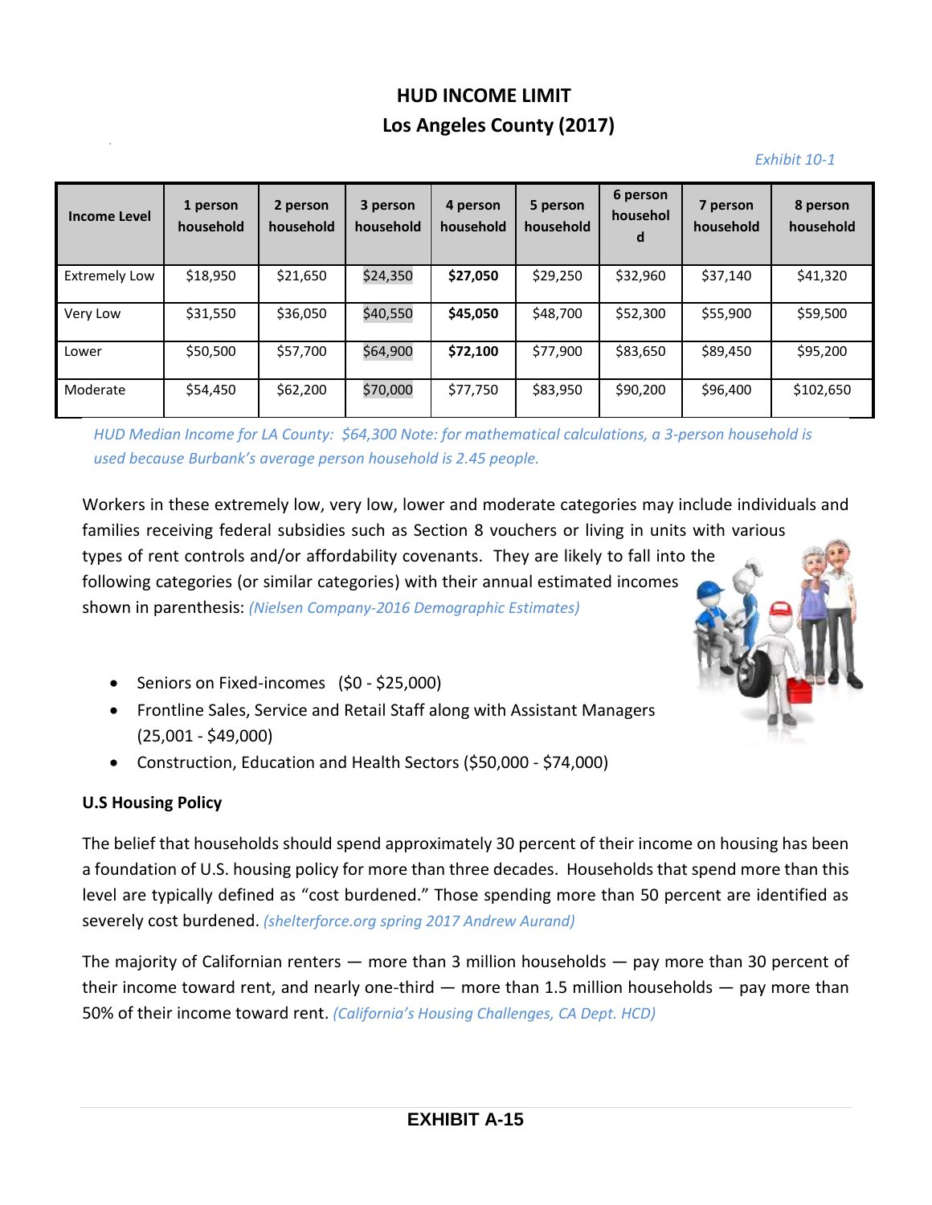## HUD INCOME LIMIT
## Los Angeles County (2017)

*Exhibit 10-1*

| Income Level | 1 person household | 2 person household | 3 person household | 4 person household | 5 person household | 6 person household | 7 person household | 8 person household |
|---|---|---|---|---|---|---|---|---|
| Extremely Low | $18,950 | $21,650 | $24,350 | **$27,050** | $29,250 | $32,960 | $37,140 | $41,320 |
| Very Low | $31,550 | $36,050 | $40,550 | **$45,050** | $48,700 | $52,300 | $55,900 | $59,500 |
| Lower | $50,500 | $57,700 | $64,900 | **$72,100** | $77,900 | $83,650 | $89,450 | $95,200 |
| Moderate | $54,450 | $62,200 | $70,000 | $77,750 | $83,950 | $90,200 | $96,400 | $102,650 |

*HUD Median Income for LA County: $64,300 Note: for mathematical calculations, a 3-person household is used because Burbank's average person household is 2.45 people.*

Workers in these extremely low, very low, lower and moderate categories may include individuals and families receiving federal subsidies such as Section 8 vouchers or living in units with various types of rent controls and/or affordability covenants. They are likely to fall into the following categories (or similar categories) with their annual estimated incomes shown in parenthesis: *(Nielsen Company-2016 Demographic Estimates)*

- Seniors on Fixed-incomes ($0 - $25,000)
- Frontline Sales, Service and Retail Staff along with Assistant Managers (25,001 - $49,000)
- Construction, Education and Health Sectors ($50,000 - $74,000)

**U.S Housing Policy**

The belief that households should spend approximately 30 percent of their income on housing has been a foundation of U.S. housing policy for more than three decades. Households that spend more than this level are typically defined as "cost burdened." Those spending more than 50 percent are identified as severely cost burdened. *(shelterforce.org spring 2017 Andrew Aurand)*

The majority of Californian renters — more than 3 million households — pay more than 30 percent of their income toward rent, and nearly one-third — more than 1.5 million households — pay more than 50% of their income toward rent. *(California's Housing Challenges, CA Dept. HCD)*

**EXHIBIT A-15**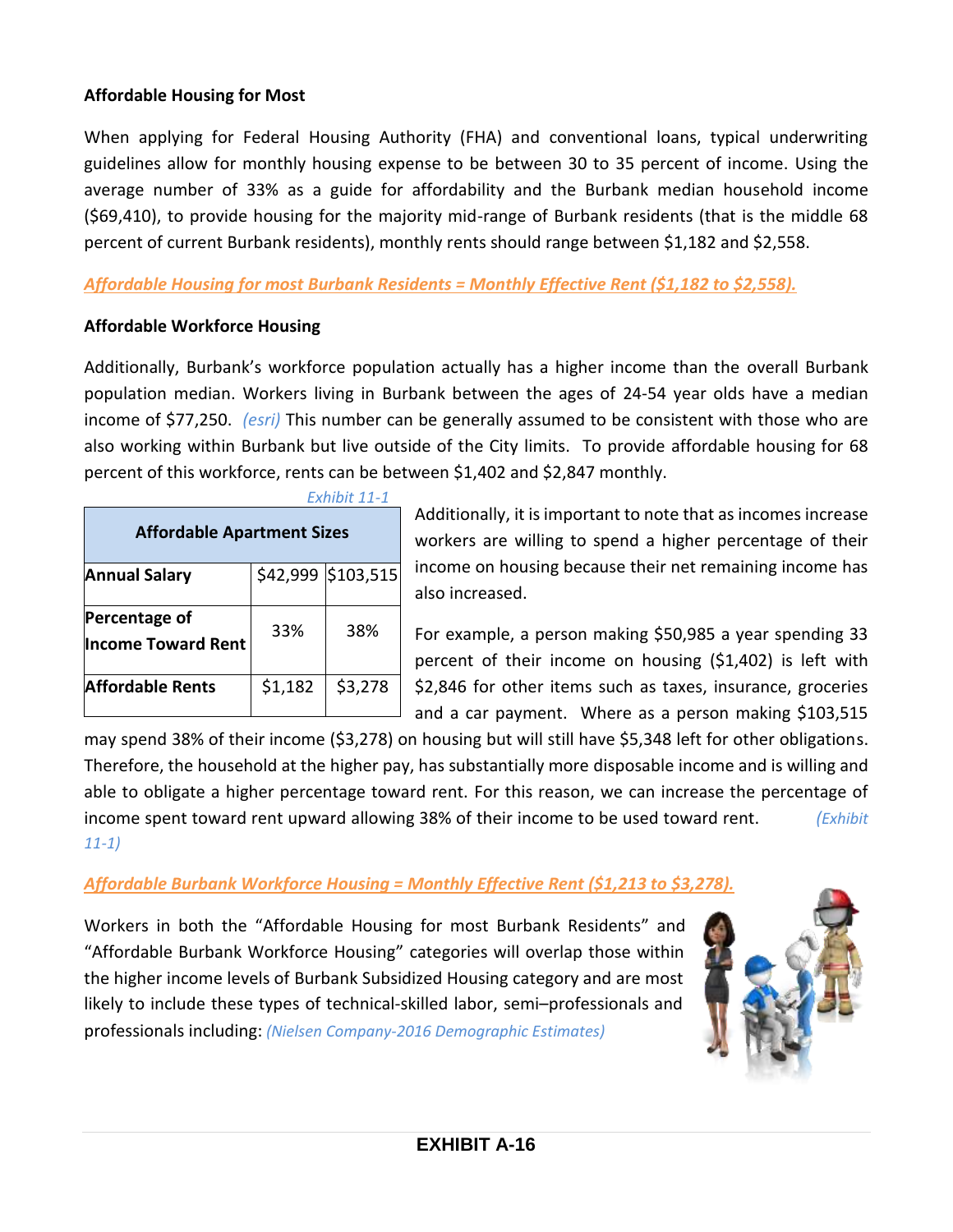**Affordable Housing for Most**

When applying for Federal Housing Authority (FHA) and conventional loans, typical underwriting guidelines allow for monthly housing expense to be between 30 to 35 percent of income. Using the average number of 33% as a guide for affordability and the Burbank median household income ($69,410), to provide housing for the majority mid-range of Burbank residents (that is the middle 68 percent of current Burbank residents), monthly rents should range between $1,182 and $2,558.

*Affordable Housing for most Burbank Residents = Monthly Effective Rent ($1,182 to $2,558).*

**Affordable Workforce Housing**

Additionally, Burbank's workforce population actually has a higher income than the overall Burbank population median. Workers living in Burbank between the ages of 24-54 year olds have a median income of $77,250. *(esri)* This number can be generally assumed to be consistent with those who are also working within Burbank but live outside of the City limits. To provide affordable housing for 68 percent of this workforce, rents can be between $1,402 and $2,847 monthly.

*Exhibit 11-1*

| Affordable Apartment Sizes | | |
|---|---|---|
| **Annual Salary** | $42,999 | $103,515 |
| **Percentage of Income Toward Rent** | 33% | 38% |
| **Affordable Rents** | $1,182 | $3,278 |

Additionally, it is important to note that as incomes increase workers are willing to spend a higher percentage of their income on housing because their net remaining income has also increased.

For example, a person making $50,985 a year spending 33 percent of their income on housing ($1,402) is left with $2,846 for other items such as taxes, insurance, groceries and a car payment. Where as a person making $103,515 may spend 38% of their income ($3,278) on housing but will still have $5,348 left for other obligations. Therefore, the household at the higher pay, has substantially more disposable income and is willing and able to obligate a higher percentage toward rent. For this reason, we can increase the percentage of income spent toward rent upward allowing 38% of their income to be used toward rent. *(Exhibit 11-1)*

*Affordable Burbank Workforce Housing = Monthly Effective Rent ($1,213 to $3,278).*

Workers in both the "Affordable Housing for most Burbank Residents" and "Affordable Burbank Workforce Housing" categories will overlap those within the higher income levels of Burbank Subsidized Housing category and are most likely to include these types of technical-skilled labor, semi–professionals and professionals including: *(Nielsen Company-2016 Demographic Estimates)*

**EXHIBIT A-16**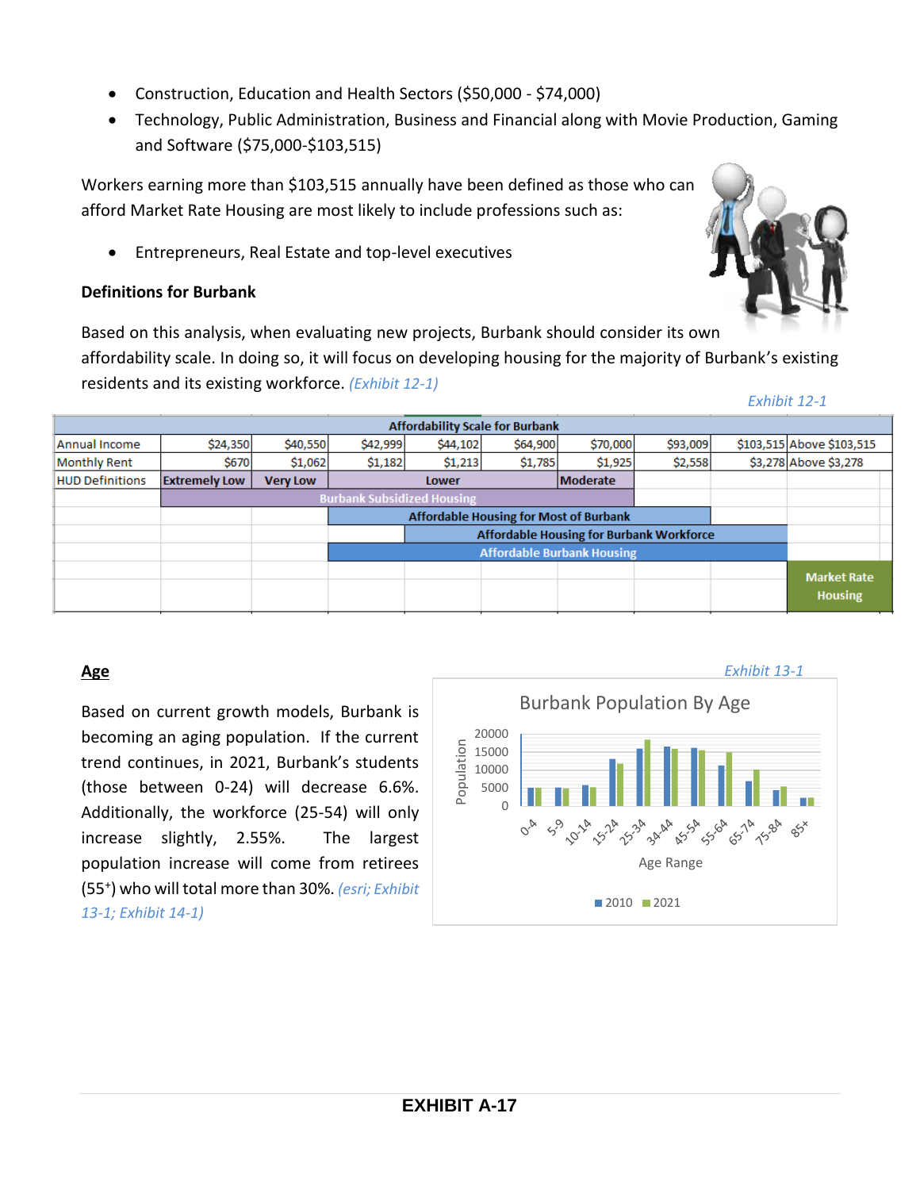- Construction, Education and Health Sectors ($50,000 - $74,000)
- Technology, Public Administration, Business and Financial along with Movie Production, Gaming and Software ($75,000-$103,515)

Workers earning more than $103,515 annually have been defined as those who can afford Market Rate Housing are most likely to include professions such as:

- Entrepreneurs, Real Estate and top-level executives

**Definitions for Burbank**

Based on this analysis, when evaluating new projects, Burbank should consider its own affordability scale. In doing so, it will focus on developing housing for the majority of Burbank's existing residents and its existing workforce. *(Exhibit 12-1)*

*Exhibit 12-1*

| Affordability Scale for Burbank | | | | | | | | | |
|---|---|---|---|---|---|---|---|---|---|
| Annual Income | $24,350 | $40,550 | $42,999 | $44,102 | $64,900 | $70,000 | $93,009 | $103,515 | Above $103,515 |
| Monthly Rent | $670 | $1,062 | $1,182 | $1,213 | $1,785 | $1,925 | $2,558 | $3,278 | Above $3,278 |
| HUD Definitions | Extremely Low | Very Low | Lower | | | Moderate | | | |
| | Burbank Subsidized Housing | | | | | | | | |
| | | | Affordable Housing for Most of Burbank | | | | | | |
| | | | | Affordable Housing for Burbank Workforce | | | | | |
| | | | Affordable Burbank Housing | | | | | | |
| | | | | | | | | | Market Rate Housing |

## Age

Based on current growth models, Burbank is becoming an aging population. If the current trend continues, in 2021, Burbank's students (those between 0-24) will decrease 6.6%. Additionally, the workforce (25-54) will only increase slightly, 2.55%. The largest population increase will come from retirees (55+) who will total more than 30%. *(esri; Exhibit 13-1; Exhibit 14-1)*

*Exhibit 13-1*

**Burbank Population By Age**

Population: 0, 5000, 10000, 15000, 20000

Age Range: 0-4, 5-9, 10-14, 15-24, 25-34, 34-44, 45-54, 55-64, 65-74, 75-84, 85+

■ 2010 ■ 2021

**EXHIBIT A-17**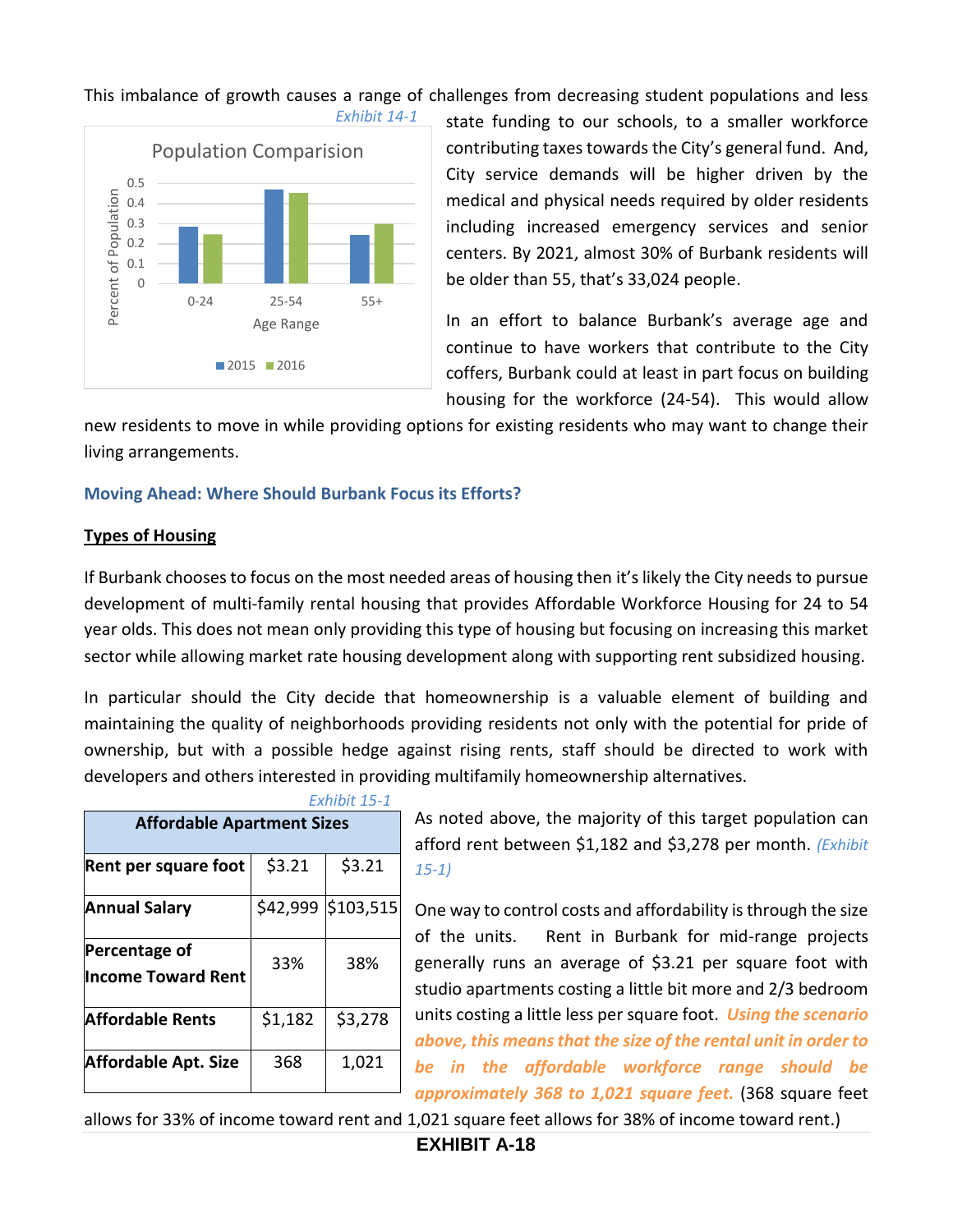This imbalance of growth causes a range of challenges from decreasing student populations and less state funding to our schools, to a smaller workforce contributing taxes towards the City's general fund. And, City service demands will be higher driven by the medical and physical needs required by older residents including increased emergency services and senior centers. By 2021, almost 30% of Burbank residents will be older than 55, that's 33,024 people.

*Exhibit 14-1*

**Population Comparision**

| Age Range | 2015 | 2016 |
|---|---|---|
| 0-24 | ~0.28 | ~0.24 |
| 25-54 | ~0.46 | ~0.45 |
| 55+ | ~0.24 | ~0.29 |

In an effort to balance Burbank's average age and continue to have workers that contribute to the City coffers, Burbank could at least in part focus on building housing for the workforce (24-54). This would allow new residents to move in while providing options for existing residents who may want to change their living arrangements.

### Moving Ahead: Where Should Burbank Focus its Efforts?

**Types of Housing**

If Burbank chooses to focus on the most needed areas of housing then it's likely the City needs to pursue development of multi-family rental housing that provides Affordable Workforce Housing for 24 to 54 year olds. This does not mean only providing this type of housing but focusing on increasing this market sector while allowing market rate housing development along with supporting rent subsidized housing.

In particular should the City decide that homeownership is a valuable element of building and maintaining the quality of neighborhoods providing residents not only with the potential for pride of ownership, but with a possible hedge against rising rents, staff should be directed to work with developers and others interested in providing multifamily homeownership alternatives.

*Exhibit 15-1*

| Affordable Apartment Sizes | | |
|---|---|---|
| **Rent per square foot** | $3.21 | $3.21 |
| **Annual Salary** | $42,999 | $103,515 |
| **Percentage of Income Toward Rent** | 33% | 38% |
| **Affordable Rents** | $1,182 | $3,278 |
| **Affordable Apt. Size** | 368 | 1,021 |

As noted above, the majority of this target population can afford rent between $1,182 and $3,278 per month. *(Exhibit 15-1)*

One way to control costs and affordability is through the size of the units. Rent in Burbank for mid-range projects generally runs an average of $3.21 per square foot with studio apartments costing a little bit more and 2/3 bedroom units costing a little less per square foot. ***Using the scenario above, this means that the size of the rental unit in order to be in the affordable workforce range should be approximately 368 to 1,021 square feet.*** (368 square feet allows for 33% of income toward rent and 1,021 square feet allows for 38% of income toward rent.)

**EXHIBIT A-18**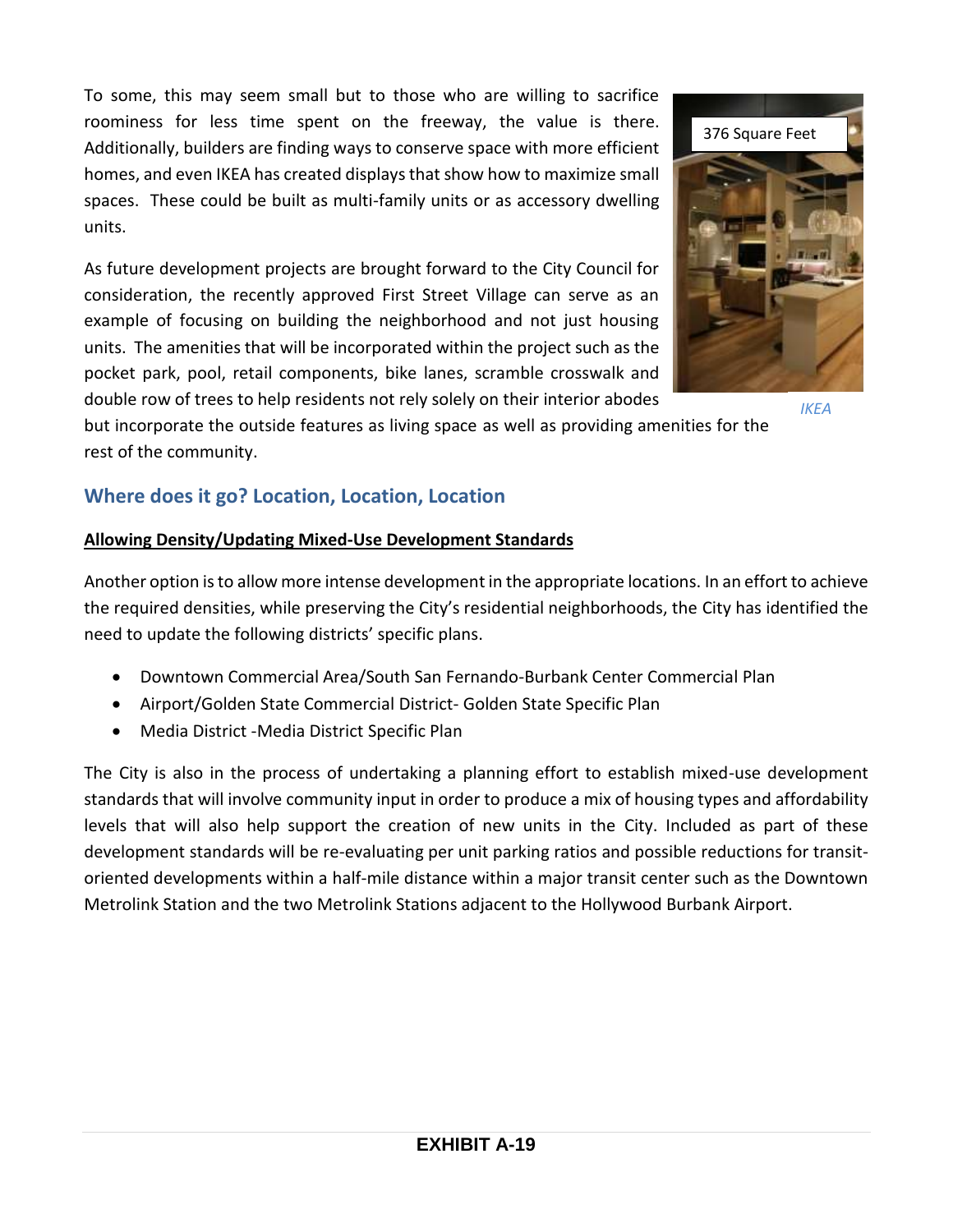To some, this may seem small but to those who are willing to sacrifice roominess for less time spent on the freeway, the value is there. Additionally, builders are finding ways to conserve space with more efficient homes, and even IKEA has created displays that show how to maximize small spaces. These could be built as multi-family units or as accessory dwelling units.

376 Square Feet

*IKEA*

As future development projects are brought forward to the City Council for consideration, the recently approved First Street Village can serve as an example of focusing on building the neighborhood and not just housing units. The amenities that will be incorporated within the project such as the pocket park, pool, retail components, bike lanes, scramble crosswalk and double row of trees to help residents not rely solely on their interior abodes but incorporate the outside features as living space as well as providing amenities for the rest of the community.

## Where does it go? Location, Location, Location

**Allowing Density/Updating Mixed-Use Development Standards**

Another option is to allow more intense development in the appropriate locations. In an effort to achieve the required densities, while preserving the City's residential neighborhoods, the City has identified the need to update the following districts' specific plans.

- Downtown Commercial Area/South San Fernando-Burbank Center Commercial Plan
- Airport/Golden State Commercial District- Golden State Specific Plan
- Media District -Media District Specific Plan

The City is also in the process of undertaking a planning effort to establish mixed-use development standards that will involve community input in order to produce a mix of housing types and affordability levels that will also help support the creation of new units in the City. Included as part of these development standards will be re-evaluating per unit parking ratios and possible reductions for transit-oriented developments within a half-mile distance within a major transit center such as the Downtown Metrolink Station and the two Metrolink Stations adjacent to the Hollywood Burbank Airport.

**EXHIBIT A-19**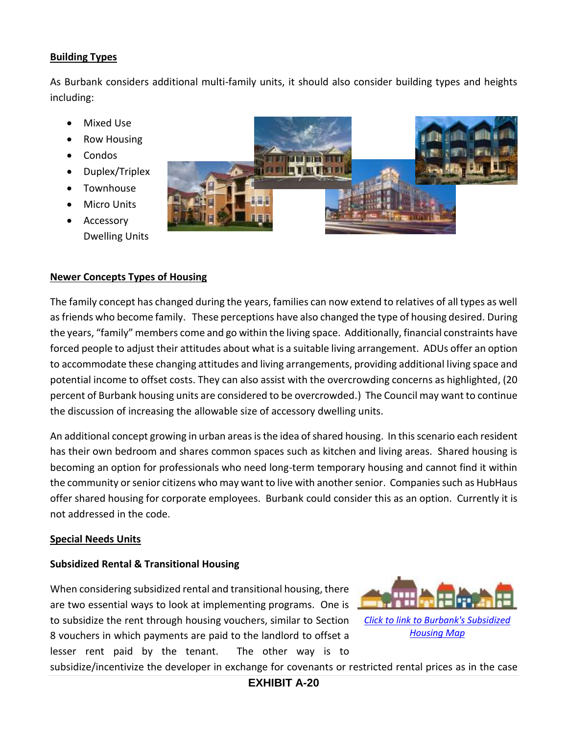**Building Types**

As Burbank considers additional multi-family units, it should also consider building types and heights including:

- Mixed Use
- Row Housing
- Condos
- Duplex/Triplex
- Townhouse
- Micro Units
- Accessory Dwelling Units

**Newer Concepts Types of Housing**

The family concept has changed during the years, families can now extend to relatives of all types as well as friends who become family. These perceptions have also changed the type of housing desired. During the years, "family" members come and go within the living space. Additionally, financial constraints have forced people to adjust their attitudes about what is a suitable living arrangement. ADUs offer an option to accommodate these changing attitudes and living arrangements, providing additional living space and potential income to offset costs. They can also assist with the overcrowding concerns as highlighted, (20 percent of Burbank housing units are considered to be overcrowded.) The Council may want to continue the discussion of increasing the allowable size of accessory dwelling units.

An additional concept growing in urban areas is the idea of shared housing. In this scenario each resident has their own bedroom and shares common spaces such as kitchen and living areas. Shared housing is becoming an option for professionals who need long-term temporary housing and cannot find it within the community or senior citizens who may want to live with another senior. Companies such as HubHaus offer shared housing for corporate employees. Burbank could consider this as an option. Currently it is not addressed in the code.

**Special Needs Units**

**Subsidized Rental & Transitional Housing**

*Click to link to Burbank's Subsidized Housing Map*

When considering subsidized rental and transitional housing, there are two essential ways to look at implementing programs. One is to subsidize the rent through housing vouchers, similar to Section 8 vouchers in which payments are paid to the landlord to offset a lesser rent paid by the tenant. The other way is to subsidize/incentivize the developer in exchange for covenants or restricted rental prices as in the case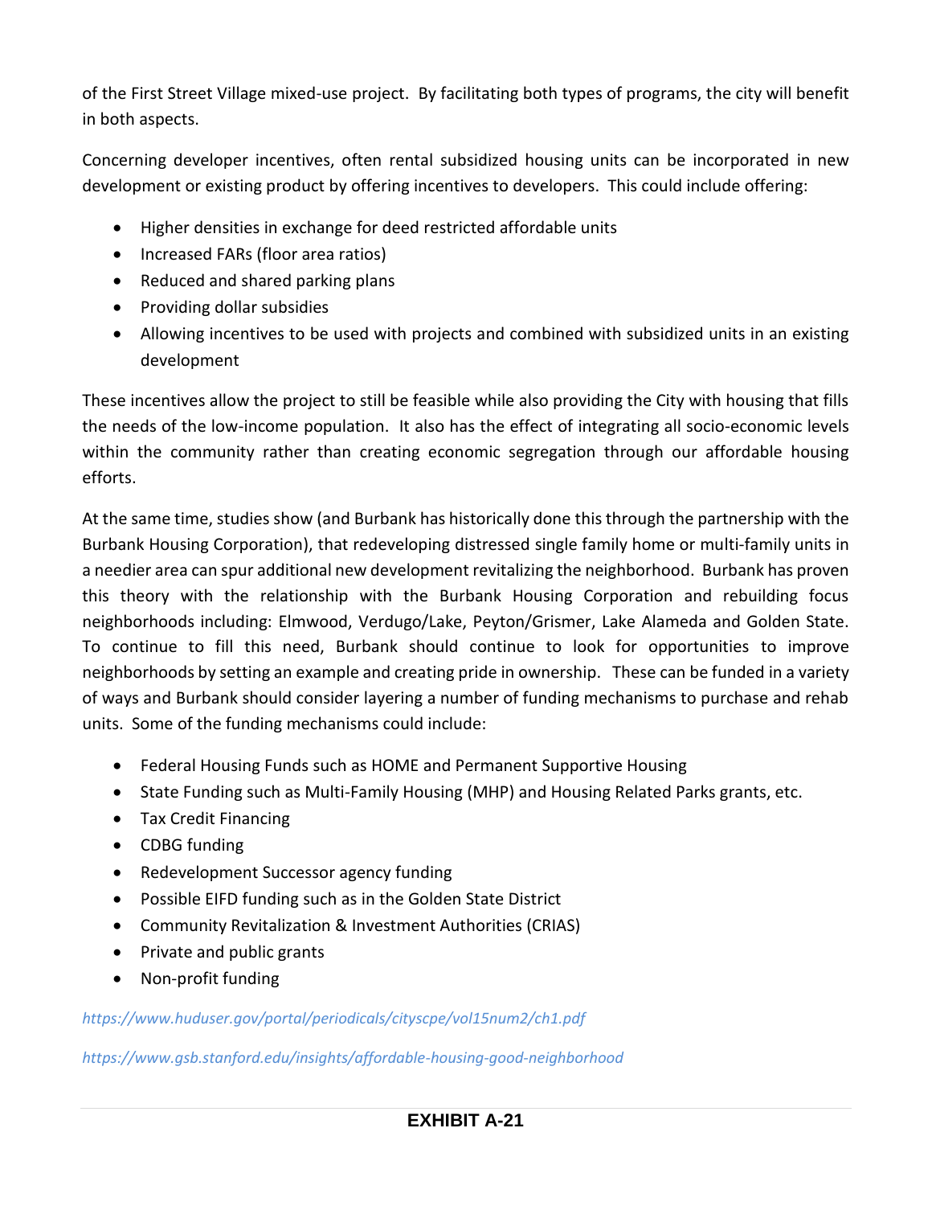of the First Street Village mixed-use project. By facilitating both types of programs, the city will benefit in both aspects.

Concerning developer incentives, often rental subsidized housing units can be incorporated in new development or existing product by offering incentives to developers. This could include offering:

- Higher densities in exchange for deed restricted affordable units
- Increased FARs (floor area ratios)
- Reduced and shared parking plans
- Providing dollar subsidies
- Allowing incentives to be used with projects and combined with subsidized units in an existing development

These incentives allow the project to still be feasible while also providing the City with housing that fills the needs of the low-income population. It also has the effect of integrating all socio-economic levels within the community rather than creating economic segregation through our affordable housing efforts.

At the same time, studies show (and Burbank has historically done this through the partnership with the Burbank Housing Corporation), that redeveloping distressed single family home or multi-family units in a needier area can spur additional new development revitalizing the neighborhood. Burbank has proven this theory with the relationship with the Burbank Housing Corporation and rebuilding focus neighborhoods including: Elmwood, Verdugo/Lake, Peyton/Grismer, Lake Alameda and Golden State. To continue to fill this need, Burbank should continue to look for opportunities to improve neighborhoods by setting an example and creating pride in ownership. These can be funded in a variety of ways and Burbank should consider layering a number of funding mechanisms to purchase and rehab units. Some of the funding mechanisms could include:

- Federal Housing Funds such as HOME and Permanent Supportive Housing
- State Funding such as Multi-Family Housing (MHP) and Housing Related Parks grants, etc.
- Tax Credit Financing
- CDBG funding
- Redevelopment Successor agency funding
- Possible EIFD funding such as in the Golden State District
- Community Revitalization & Investment Authorities (CRIAS)
- Private and public grants
- Non-profit funding

*https://www.huduser.gov/portal/periodicals/cityscpe/vol15num2/ch1.pdf*

*https://www.gsb.stanford.edu/insights/affordable-housing-good-neighborhood*

**EXHIBIT A-21**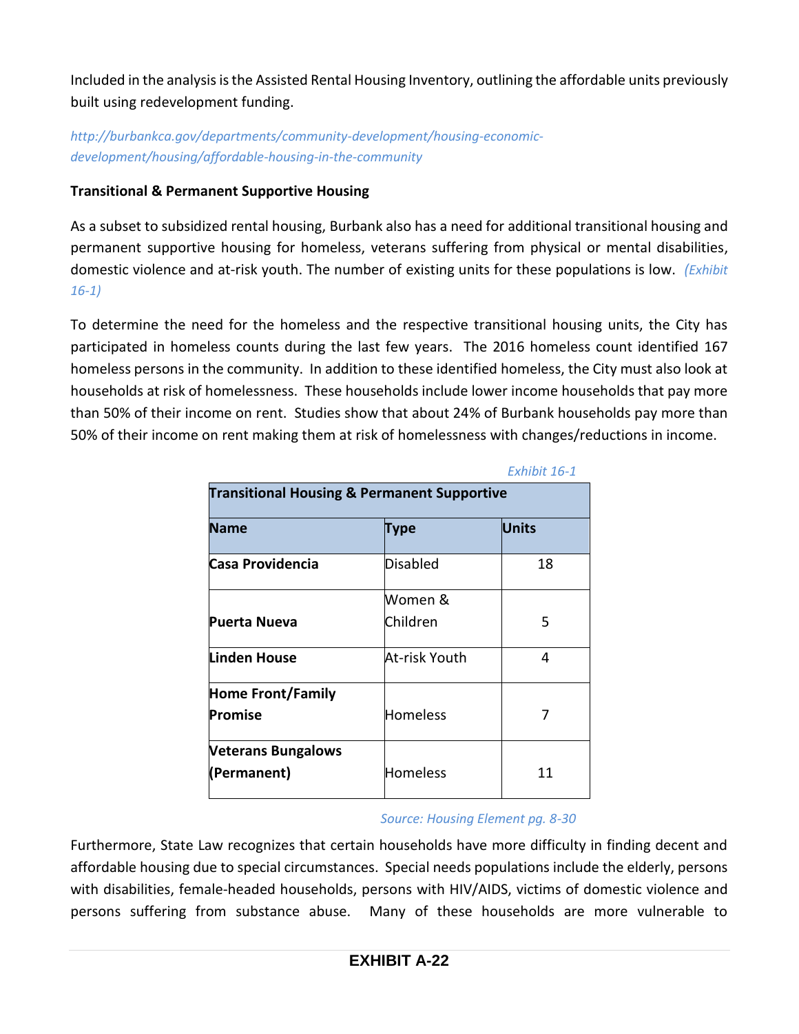Included in the analysis is the Assisted Rental Housing Inventory, outlining the affordable units previously built using redevelopment funding.

*http://burbankca.gov/departments/community-development/housing-economic-development/housing/affordable-housing-in-the-community*

**Transitional & Permanent Supportive Housing**

As a subset to subsidized rental housing, Burbank also has a need for additional transitional housing and permanent supportive housing for homeless, veterans suffering from physical or mental disabilities, domestic violence and at-risk youth. The number of existing units for these populations is low. *(Exhibit 16-1)*

To determine the need for the homeless and the respective transitional housing units, the City has participated in homeless counts during the last few years. The 2016 homeless count identified 167 homeless persons in the community. In addition to these identified homeless, the City must also look at households at risk of homelessness. These households include lower income households that pay more than 50% of their income on rent. Studies show that about 24% of Burbank households pay more than 50% of their income on rent making them at risk of homelessness with changes/reductions in income.

*Exhibit 16-1*

| Transitional Housing & Permanent Supportive | | |
|---|---|---|
| **Name** | **Type** | **Units** |
| **Casa Providencia** | Disabled | 18 |
| **Puerta Nueva** | Women & Children | 5 |
| **Linden House** | At-risk Youth | 4 |
| **Home Front/Family Promise** | Homeless | 7 |
| **Veterans Bungalows (Permanent)** | Homeless | 11 |

*Source: Housing Element pg. 8-30*

Furthermore, State Law recognizes that certain households have more difficulty in finding decent and affordable housing due to special circumstances. Special needs populations include the elderly, persons with disabilities, female-headed households, persons with HIV/AIDS, victims of domestic violence and persons suffering from substance abuse. Many of these households are more vulnerable to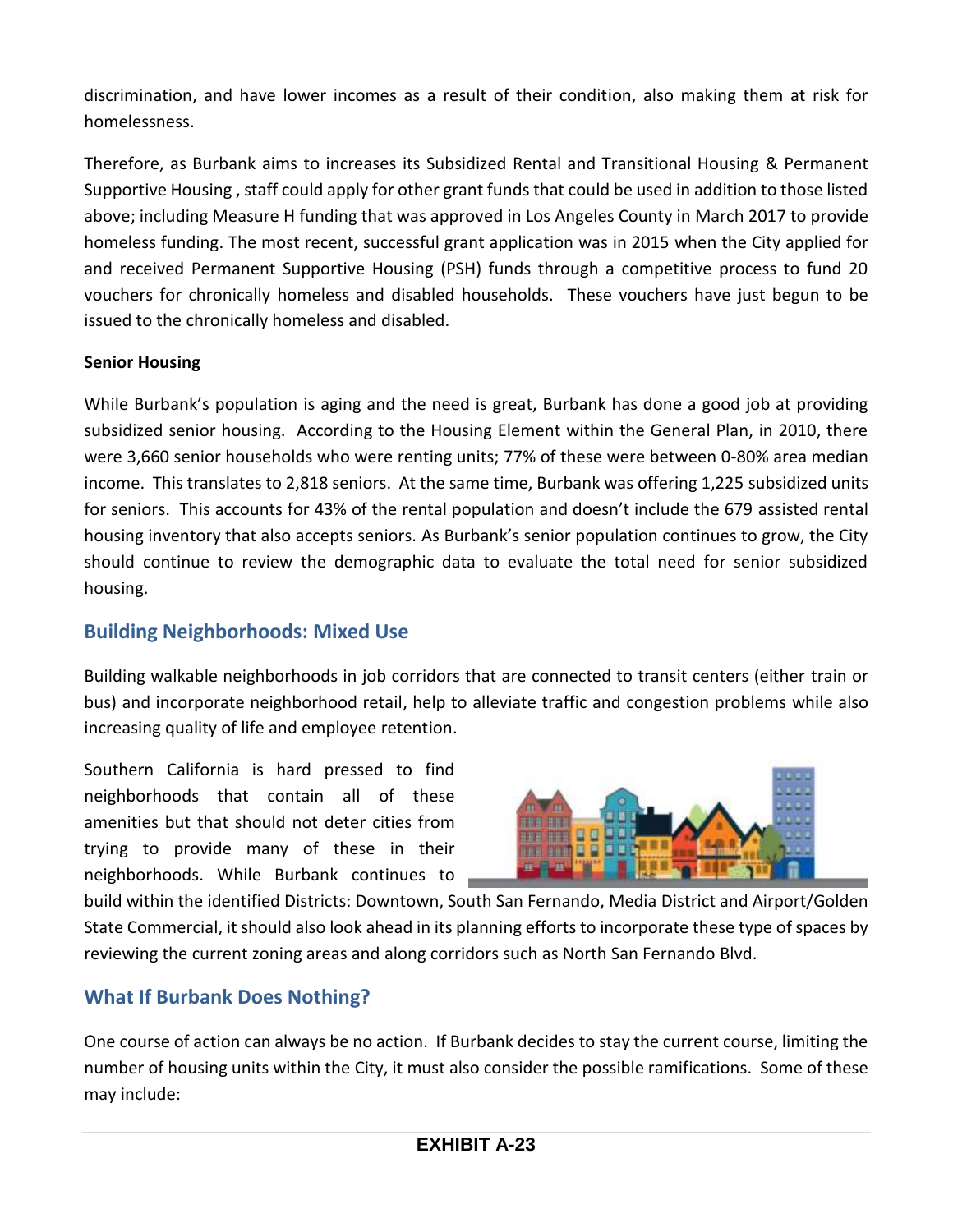discrimination, and have lower incomes as a result of their condition, also making them at risk for homelessness.

Therefore, as Burbank aims to increases its Subsidized Rental and Transitional Housing & Permanent Supportive Housing , staff could apply for other grant funds that could be used in addition to those listed above; including Measure H funding that was approved in Los Angeles County in March 2017 to provide homeless funding. The most recent, successful grant application was in 2015 when the City applied for and received Permanent Supportive Housing (PSH) funds through a competitive process to fund 20 vouchers for chronically homeless and disabled households. These vouchers have just begun to be issued to the chronically homeless and disabled.

**Senior Housing**

While Burbank's population is aging and the need is great, Burbank has done a good job at providing subsidized senior housing. According to the Housing Element within the General Plan, in 2010, there were 3,660 senior households who were renting units; 77% of these were between 0-80% area median income. This translates to 2,818 seniors. At the same time, Burbank was offering 1,225 subsidized units for seniors. This accounts for 43% of the rental population and doesn't include the 679 assisted rental housing inventory that also accepts seniors. As Burbank's senior population continues to grow, the City should continue to review the demographic data to evaluate the total need for senior subsidized housing.

## Building Neighborhoods: Mixed Use

Building walkable neighborhoods in job corridors that are connected to transit centers (either train or bus) and incorporate neighborhood retail, help to alleviate traffic and congestion problems while also increasing quality of life and employee retention.

Southern California is hard pressed to find neighborhoods that contain all of these amenities but that should not deter cities from trying to provide many of these in their neighborhoods. While Burbank continues to build within the identified Districts: Downtown, South San Fernando, Media District and Airport/Golden State Commercial, it should also look ahead in its planning efforts to incorporate these type of spaces by reviewing the current zoning areas and along corridors such as North San Fernando Blvd.

## What If Burbank Does Nothing?

One course of action can always be no action. If Burbank decides to stay the current course, limiting the number of housing units within the City, it must also consider the possible ramifications. Some of these may include:

**EXHIBIT A-23**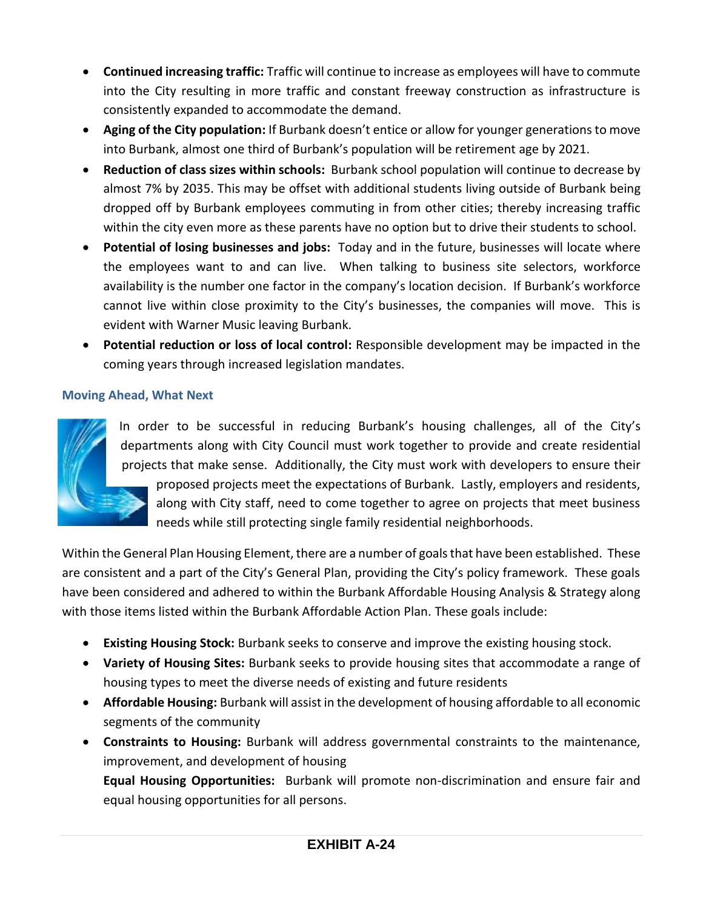- **Continued increasing traffic:** Traffic will continue to increase as employees will have to commute into the City resulting in more traffic and constant freeway construction as infrastructure is consistently expanded to accommodate the demand.
- **Aging of the City population:** If Burbank doesn't entice or allow for younger generations to move into Burbank, almost one third of Burbank's population will be retirement age by 2021.
- **Reduction of class sizes within schools:** Burbank school population will continue to decrease by almost 7% by 2035. This may be offset with additional students living outside of Burbank being dropped off by Burbank employees commuting in from other cities; thereby increasing traffic within the city even more as these parents have no option but to drive their students to school.
- **Potential of losing businesses and jobs:** Today and in the future, businesses will locate where the employees want to and can live. When talking to business site selectors, workforce availability is the number one factor in the company's location decision. If Burbank's workforce cannot live within close proximity to the City's businesses, the companies will move. This is evident with Warner Music leaving Burbank.
- **Potential reduction or loss of local control:** Responsible development may be impacted in the coming years through increased legislation mandates.

### Moving Ahead, What Next

In order to be successful in reducing Burbank's housing challenges, all of the City's departments along with City Council must work together to provide and create residential projects that make sense. Additionally, the City must work with developers to ensure their proposed projects meet the expectations of Burbank. Lastly, employers and residents, along with City staff, need to come together to agree on projects that meet business needs while still protecting single family residential neighborhoods.

Within the General Plan Housing Element, there are a number of goals that have been established. These are consistent and a part of the City's General Plan, providing the City's policy framework. These goals have been considered and adhered to within the Burbank Affordable Housing Analysis & Strategy along with those items listed within the Burbank Affordable Action Plan. These goals include:

- **Existing Housing Stock:** Burbank seeks to conserve and improve the existing housing stock.
- **Variety of Housing Sites:** Burbank seeks to provide housing sites that accommodate a range of housing types to meet the diverse needs of existing and future residents
- **Affordable Housing:** Burbank will assist in the development of housing affordable to all economic segments of the community
- **Constraints to Housing:** Burbank will address governmental constraints to the maintenance, improvement, and development of housing

  **Equal Housing Opportunities:** Burbank will promote non-discrimination and ensure fair and equal housing opportunities for all persons.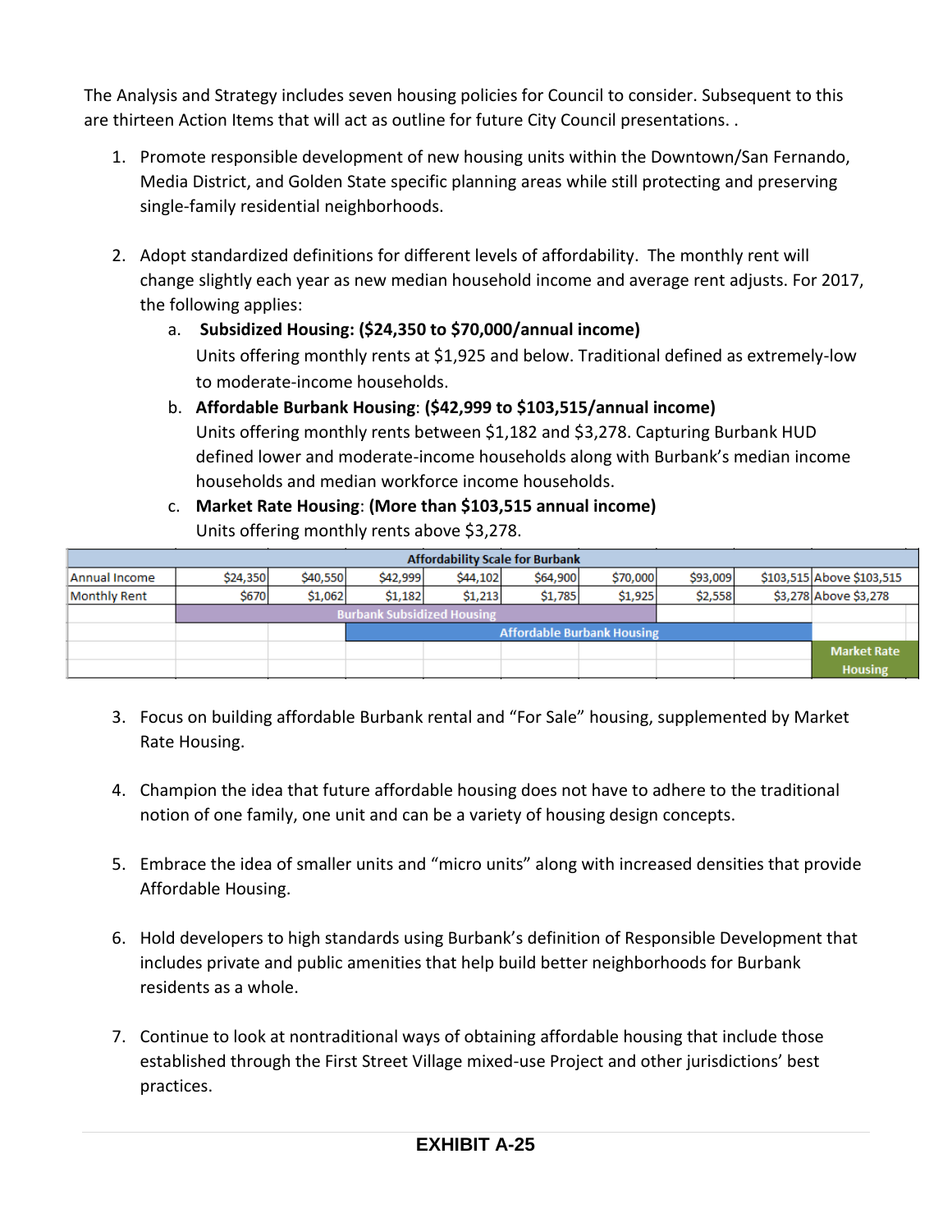The Analysis and Strategy includes seven housing policies for Council to consider. Subsequent to this are thirteen Action Items that will act as outline for future City Council presentations. .

1. Promote responsible development of new housing units within the Downtown/San Fernando, Media District, and Golden State specific planning areas while still protecting and preserving single-family residential neighborhoods.

2. Adopt standardized definitions for different levels of affordability. The monthly rent will change slightly each year as new median household income and average rent adjusts. For 2017, the following applies:
   a. **Subsidized Housing: ($24,350 to $70,000/annual income)**
      Units offering monthly rents at $1,925 and below. Traditional defined as extremely-low to moderate-income households.
   b. **Affordable Burbank Housing**: **($42,999 to $103,515/annual income)**
      Units offering monthly rents between $1,182 and $3,278. Capturing Burbank HUD defined lower and moderate-income households along with Burbank's median income households and median workforce income households.
   c. **Market Rate Housing**: **(More than $103,515 annual income)**
      Units offering monthly rents above $3,278.

| Affordability Scale for Burbank | | | | | | | | | | |
|---|---|---|---|---|---|---|---|---|---|---|
| Annual Income | $24,350 | $40,550 | $42,999 | $44,102 | $64,900 | $70,000 | $93,009 | $103,515 | Above $103,515 |
| Monthly Rent | $670 | $1,062 | $1,182 | $1,213 | $1,785 | $1,925 | $2,558 | $3,278 | Above $3,278 |
| | Burbank Subsidized Housing | | | | | | | | |
| | | | Affordable Burbank Housing | | | | | | |
| | | | | | | | | | Market Rate Housing |

3. Focus on building affordable Burbank rental and "For Sale" housing, supplemented by Market Rate Housing.

4. Champion the idea that future affordable housing does not have to adhere to the traditional notion of one family, one unit and can be a variety of housing design concepts.

5. Embrace the idea of smaller units and "micro units" along with increased densities that provide Affordable Housing.

6. Hold developers to high standards using Burbank's definition of Responsible Development that includes private and public amenities that help build better neighborhoods for Burbank residents as a whole.

7. Continue to look at nontraditional ways of obtaining affordable housing that include those established through the First Street Village mixed-use Project and other jurisdictions' best practices.

**EXHIBIT A-25**